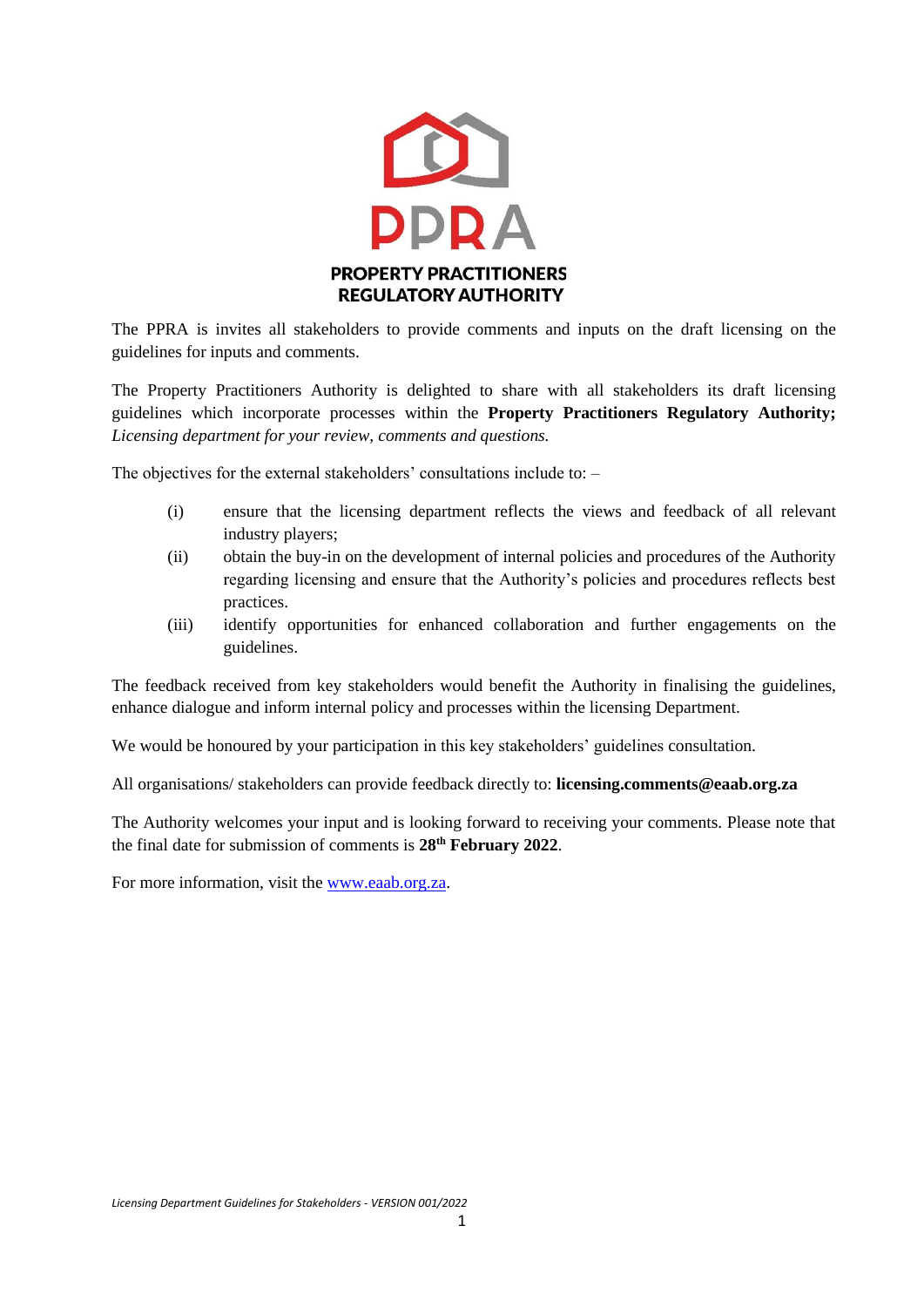**PPRA**

**PROPERTY PRACTITIONERS REGULATORY AUTHORITY**

The PPRA is invites all stakeholders to provide comments and inputs on the draft licensing on the guidelines for inputs and comments.

The Property Practitioners Authority is delighted to share with all stakeholders its draft licensing guidelines which incorporate processes within the **Property Practitioners Regulatory Authority;** *Licensing department for your review, comments and questions.*

The objectives for the external stakeholders' consultations include to: –

(i) ensure that the licensing department reflects the views and feedback of all relevant industry players;

(ii) obtain the buy-in on the development of internal policies and procedures of the Authority regarding licensing and ensure that the Authority's policies and procedures reflects best practices.

(iii) identify opportunities for enhanced collaboration and further engagements on the guidelines.

The feedback received from key stakeholders would benefit the Authority in finalising the guidelines, enhance dialogue and inform internal policy and processes within the licensing Department.

We would be honoured by your participation in this key stakeholders' guidelines consultation.

All organisations/ stakeholders can provide feedback directly to: **licensing.comments@eaab.org.za**

The Authority welcomes your input and is looking forward to receiving your comments. Please note that the final date for submission of comments is **28th February 2022**.

For more information, visit the [www.eaab.org.za](http://www.eaab.org.za).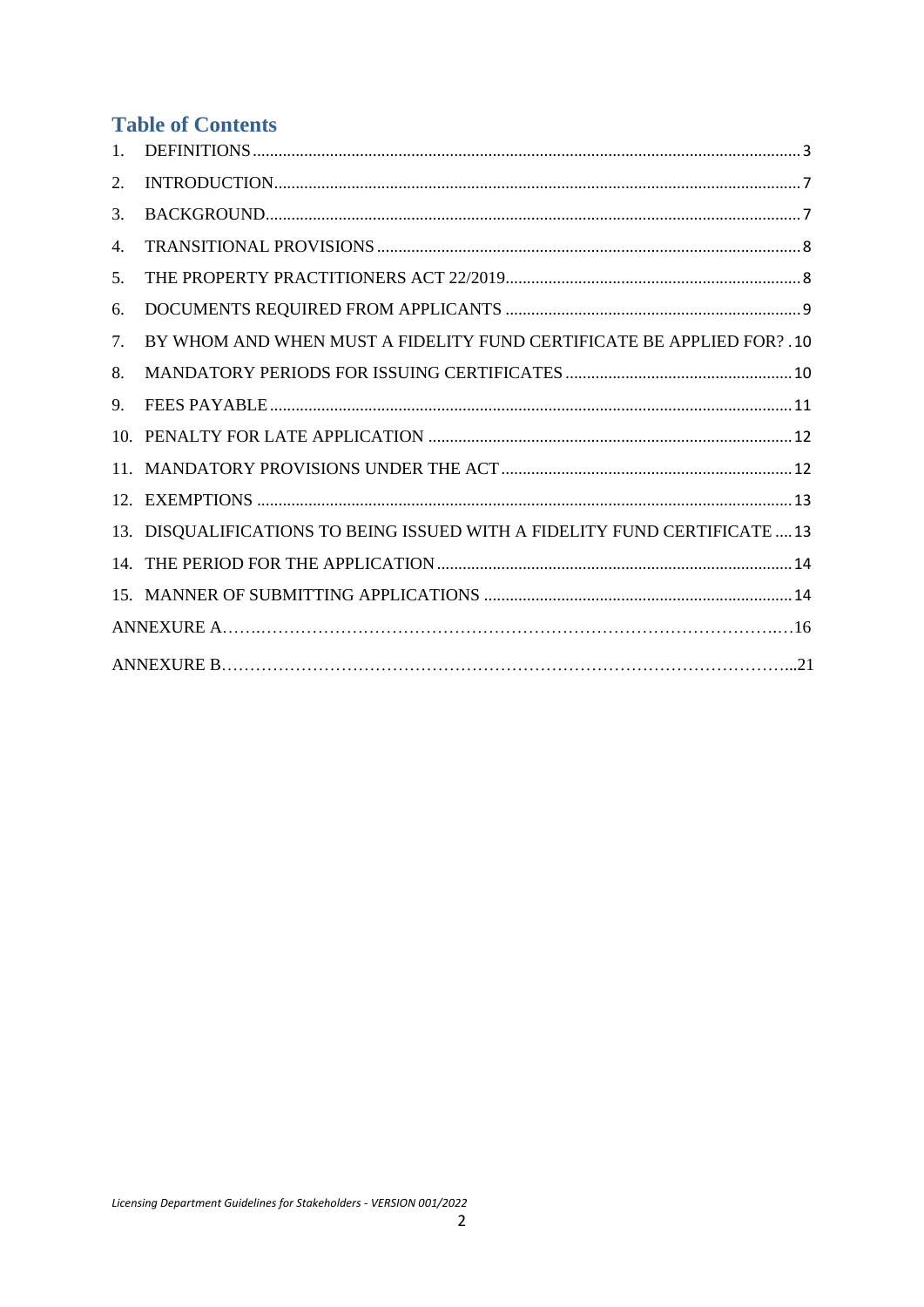## Table of Contents

1. DEFINITIONS ... 3
2. INTRODUCTION ... 7
3. BACKGROUND ... 7
4. TRANSITIONAL PROVISIONS ... 8
5. THE PROPERTY PRACTITIONERS ACT 22/2019 ... 8
6. DOCUMENTS REQUIRED FROM APPLICANTS ... 9
7. BY WHOM AND WHEN MUST A FIDELITY FUND CERTIFICATE BE APPLIED FOR? ... 10
8. MANDATORY PERIODS FOR ISSUING CERTIFICATES ... 10
9. FEES PAYABLE ... 11
10. PENALTY FOR LATE APPLICATION ... 12
11. MANDATORY PROVISIONS UNDER THE ACT ... 12
12. EXEMPTIONS ... 13
13. DISQUALIFICATIONS TO BEING ISSUED WITH A FIDELITY FUND CERTIFICATE ... 13
14. THE PERIOD FOR THE APPLICATION ... 14
15. MANNER OF SUBMITTING APPLICATIONS ... 14

ANNEXURE A ... 16

ANNEXURE B ... 21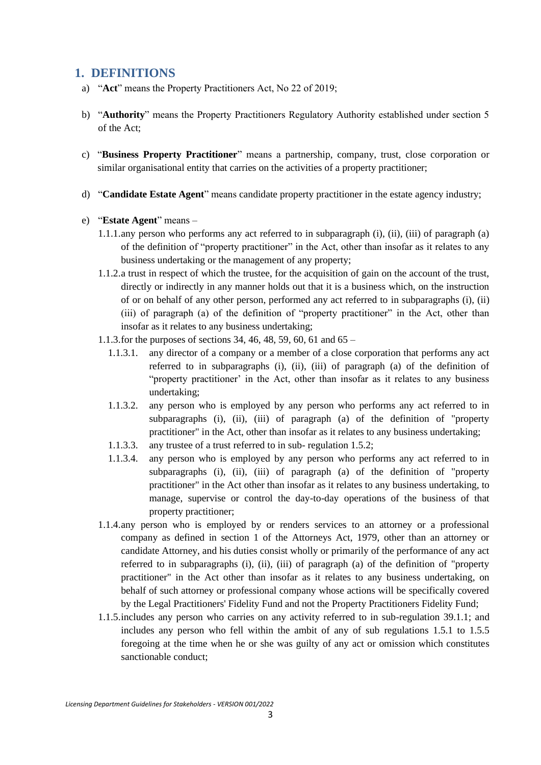## 1. DEFINITIONS

a) "**Act**" means the Property Practitioners Act, No 22 of 2019;

b) "**Authority**" means the Property Practitioners Regulatory Authority established under section 5 of the Act;

c) "**Business Property Practitioner**" means a partnership, company, trust, close corporation or similar organisational entity that carries on the activities of a property practitioner;

d) "**Candidate Estate Agent**" means candidate property practitioner in the estate agency industry;

e) "**Estate Agent**" means –

1.1.1. any person who performs any act referred to in subparagraph (i), (ii), (iii) of paragraph (a) of the definition of "property practitioner" in the Act, other than insofar as it relates to any business undertaking or the management of any property;

1.1.2. a trust in respect of which the trustee, for the acquisition of gain on the account of the trust, directly or indirectly in any manner holds out that it is a business which, on the instruction of or on behalf of any other person, performed any act referred to in subparagraphs (i), (ii) (iii) of paragraph (a) of the definition of "property practitioner" in the Act, other than insofar as it relates to any business undertaking;

1.1.3. for the purposes of sections 34, 46, 48, 59, 60, 61 and 65 –

1.1.3.1. any director of a company or a member of a close corporation that performs any act referred to in subparagraphs (i), (ii), (iii) of paragraph (a) of the definition of "property practitioner' in the Act, other than insofar as it relates to any business undertaking;

1.1.3.2. any person who is employed by any person who performs any act referred to in subparagraphs (i), (ii), (iii) of paragraph (a) of the definition of "property practitioner" in the Act, other than insofar as it relates to any business undertaking;

1.1.3.3. any trustee of a trust referred to in sub- regulation 1.5.2;

1.1.3.4. any person who is employed by any person who performs any act referred to in subparagraphs (i), (ii), (iii) of paragraph (a) of the definition of "property practitioner" in the Act other than insofar as it relates to any business undertaking, to manage, supervise or control the day-to-day operations of the business of that property practitioner;

1.1.4. any person who is employed by or renders services to an attorney or a professional company as defined in section 1 of the Attorneys Act, 1979, other than an attorney or candidate Attorney, and his duties consist wholly or primarily of the performance of any act referred to in subparagraphs (i), (ii), (iii) of paragraph (a) of the definition of "property practitioner" in the Act other than insofar as it relates to any business undertaking, on behalf of such attorney or professional company whose actions will be specifically covered by the Legal Practitioners' Fidelity Fund and not the Property Practitioners Fidelity Fund;

1.1.5. includes any person who carries on any activity referred to in sub-regulation 39.1.1; and includes any person who fell within the ambit of any of sub regulations 1.5.1 to 1.5.5 foregoing at the time when he or she was guilty of any act or omission which constitutes sanctionable conduct;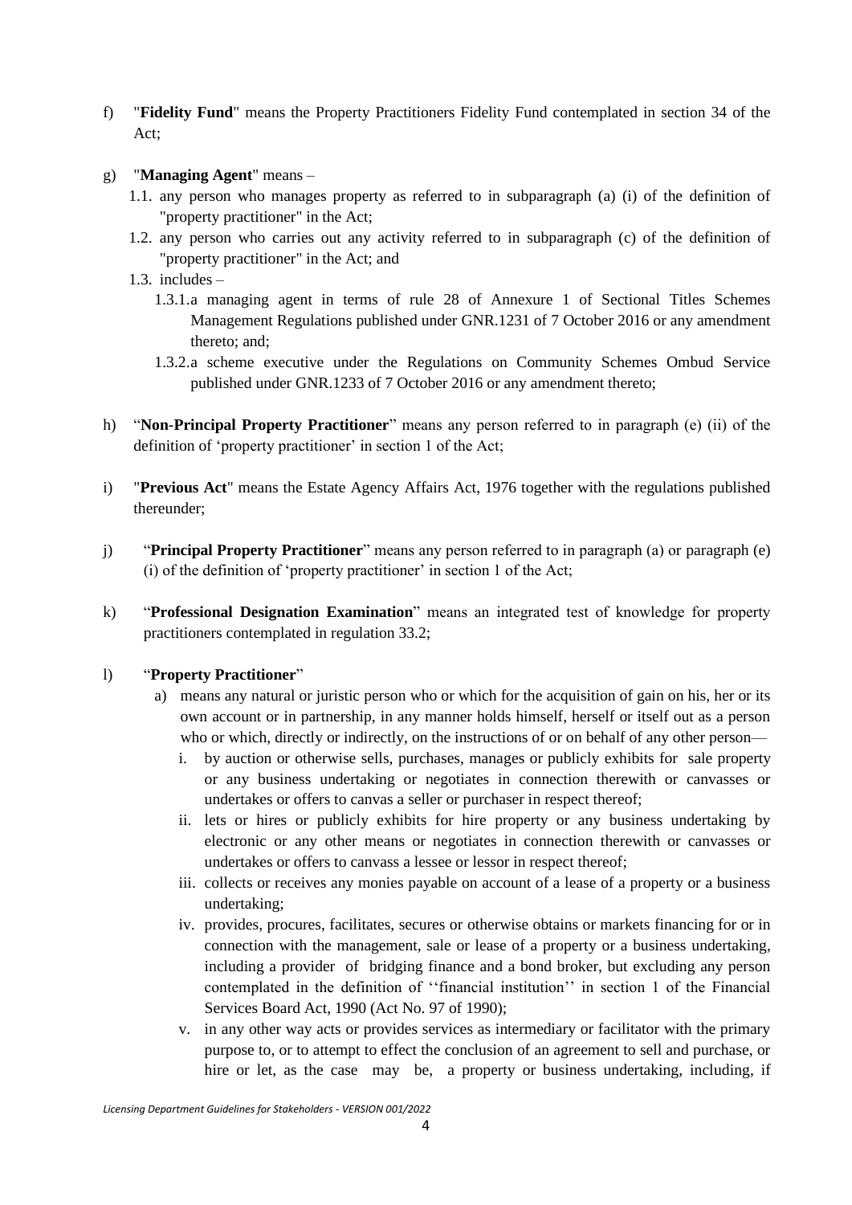f) "**Fidelity Fund**" means the Property Practitioners Fidelity Fund contemplated in section 34 of the Act;

g) "**Managing Agent**" means –

   1.1. any person who manages property as referred to in subparagraph (a) (i) of the definition of "property practitioner" in the Act;

   1.2. any person who carries out any activity referred to in subparagraph (c) of the definition of "property practitioner" in the Act; and

   1.3. includes –

      1.3.1.a managing agent in terms of rule 28 of Annexure 1 of Sectional Titles Schemes Management Regulations published under GNR.1231 of 7 October 2016 or any amendment thereto; and;

      1.3.2.a scheme executive under the Regulations on Community Schemes Ombud Service published under GNR.1233 of 7 October 2016 or any amendment thereto;

h) "**Non-Principal Property Practitioner**" means any person referred to in paragraph (e) (ii) of the definition of 'property practitioner' in section 1 of the Act;

i) "**Previous Act**" means the Estate Agency Affairs Act, 1976 together with the regulations published thereunder;

j) "**Principal Property Practitioner**" means any person referred to in paragraph (a) or paragraph (e) (i) of the definition of 'property practitioner' in section 1 of the Act;

k) "**Professional Designation Examination**" means an integrated test of knowledge for property practitioners contemplated in regulation 33.2;

l) "**Property Practitioner**"

   a) means any natural or juristic person who or which for the acquisition of gain on his, her or its own account or in partnership, in any manner holds himself, herself or itself out as a person who or which, directly or indirectly, on the instructions of or on behalf of any other person—

      i. by auction or otherwise sells, purchases, manages or publicly exhibits for sale property or any business undertaking or negotiates in connection therewith or canvasses or undertakes or offers to canvas a seller or purchaser in respect thereof;

      ii. lets or hires or publicly exhibits for hire property or any business undertaking by electronic or any other means or negotiates in connection therewith or canvasses or undertakes or offers to canvass a lessee or lessor in respect thereof;

      iii. collects or receives any monies payable on account of a lease of a property or a business undertaking;

      iv. provides, procures, facilitates, secures or otherwise obtains or markets financing for or in connection with the management, sale or lease of a property or a business undertaking, including a provider of bridging finance and a bond broker, but excluding any person contemplated in the definition of ''financial institution'' in section 1 of the Financial Services Board Act, 1990 (Act No. 97 of 1990);

      v. in any other way acts or provides services as intermediary or facilitator with the primary purpose to, or to attempt to effect the conclusion of an agreement to sell and purchase, or hire or let, as the case may be, a property or business undertaking, including, if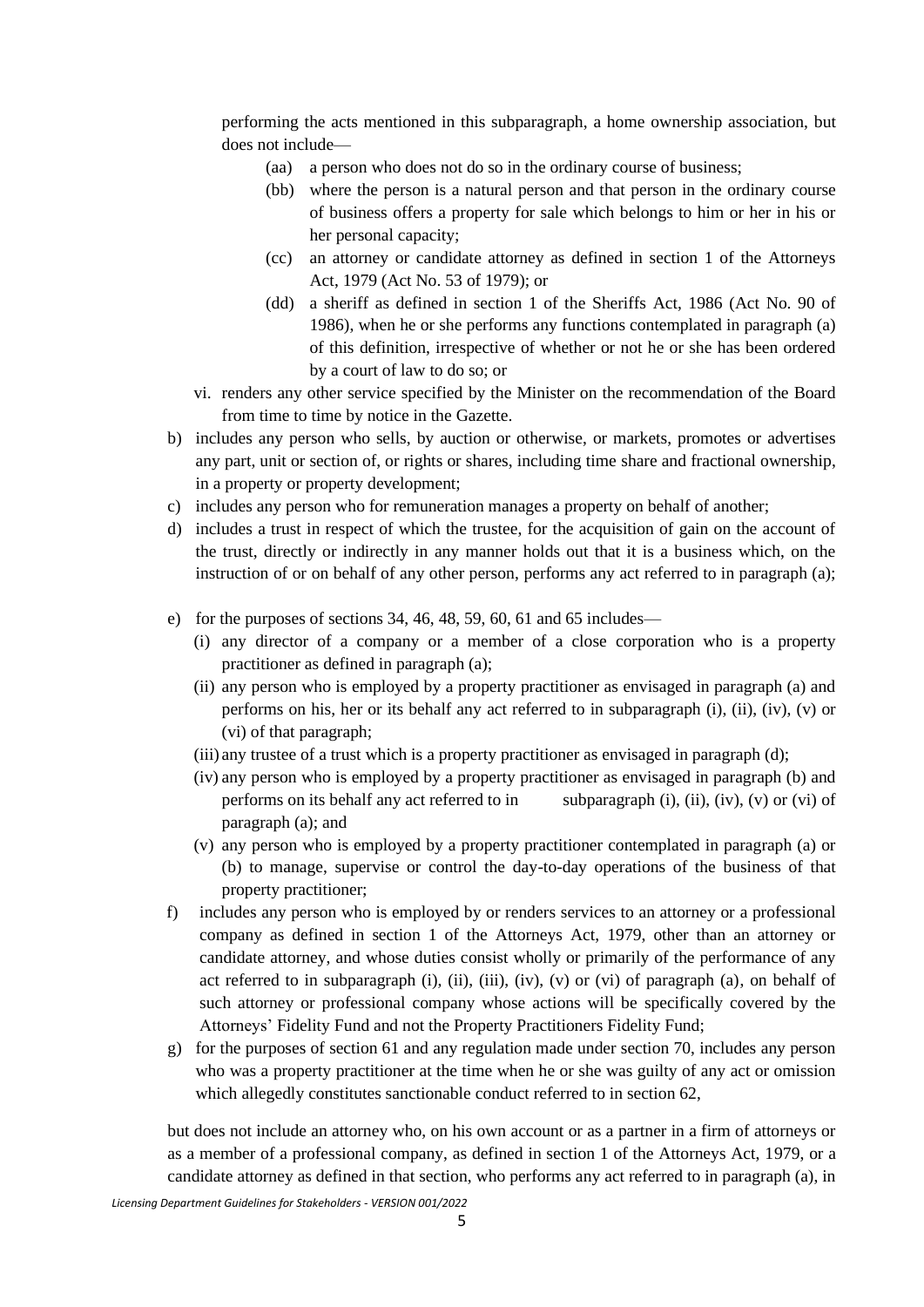performing the acts mentioned in this subparagraph, a home ownership association, but does not include—

(aa) a person who does not do so in the ordinary course of business;

(bb) where the person is a natural person and that person in the ordinary course of business offers a property for sale which belongs to him or her in his or her personal capacity;

(cc) an attorney or candidate attorney as defined in section 1 of the Attorneys Act, 1979 (Act No. 53 of 1979); or

(dd) a sheriff as defined in section 1 of the Sheriffs Act, 1986 (Act No. 90 of 1986), when he or she performs any functions contemplated in paragraph (a) of this definition, irrespective of whether or not he or she has been ordered by a court of law to do so; or

vi. renders any other service specified by the Minister on the recommendation of the Board from time to time by notice in the Gazette.

b) includes any person who sells, by auction or otherwise, or markets, promotes or advertises any part, unit or section of, or rights or shares, including time share and fractional ownership, in a property or property development;

c) includes any person who for remuneration manages a property on behalf of another;

d) includes a trust in respect of which the trustee, for the acquisition of gain on the account of the trust, directly or indirectly in any manner holds out that it is a business which, on the instruction of or on behalf of any other person, performs any act referred to in paragraph (a);

e) for the purposes of sections 34, 46, 48, 59, 60, 61 and 65 includes—

(i) any director of a company or a member of a close corporation who is a property practitioner as defined in paragraph (a);

(ii) any person who is employed by a property practitioner as envisaged in paragraph (a) and performs on his, her or its behalf any act referred to in subparagraph (i), (ii), (iv), (v) or (vi) of that paragraph;

(iii) any trustee of a trust which is a property practitioner as envisaged in paragraph (d);

(iv) any person who is employed by a property practitioner as envisaged in paragraph (b) and performs on its behalf any act referred to in subparagraph (i), (ii), (iv), (v) or (vi) of paragraph (a); and

(v) any person who is employed by a property practitioner contemplated in paragraph (a) or (b) to manage, supervise or control the day-to-day operations of the business of that property practitioner;

f) includes any person who is employed by or renders services to an attorney or a professional company as defined in section 1 of the Attorneys Act, 1979, other than an attorney or candidate attorney, and whose duties consist wholly or primarily of the performance of any act referred to in subparagraph (i), (ii), (iii), (iv), (v) or (vi) of paragraph (a), on behalf of such attorney or professional company whose actions will be specifically covered by the Attorneys' Fidelity Fund and not the Property Practitioners Fidelity Fund;

g) for the purposes of section 61 and any regulation made under section 70, includes any person who was a property practitioner at the time when he or she was guilty of any act or omission which allegedly constitutes sanctionable conduct referred to in section 62,

but does not include an attorney who, on his own account or as a partner in a firm of attorneys or as a member of a professional company, as defined in section 1 of the Attorneys Act, 1979, or a candidate attorney as defined in that section, who performs any act referred to in paragraph (a), in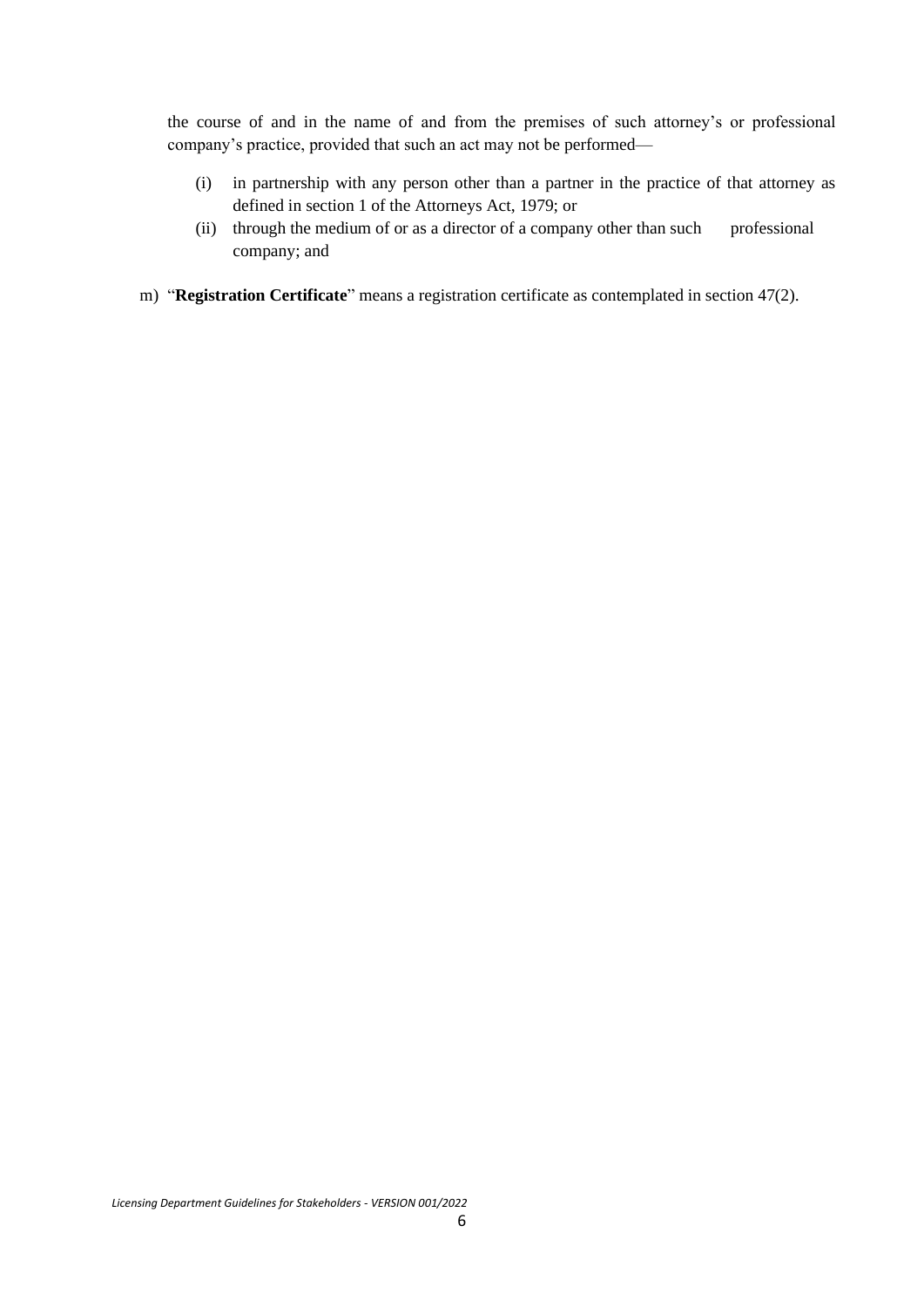the course of and in the name of and from the premises of such attorney's or professional company's practice, provided that such an act may not be performed—

(i) in partnership with any person other than a partner in the practice of that attorney as defined in section 1 of the Attorneys Act, 1979; or

(ii) through the medium of or as a director of a company other than such professional company; and

m) "**Registration Certificate**" means a registration certificate as contemplated in section 47(2).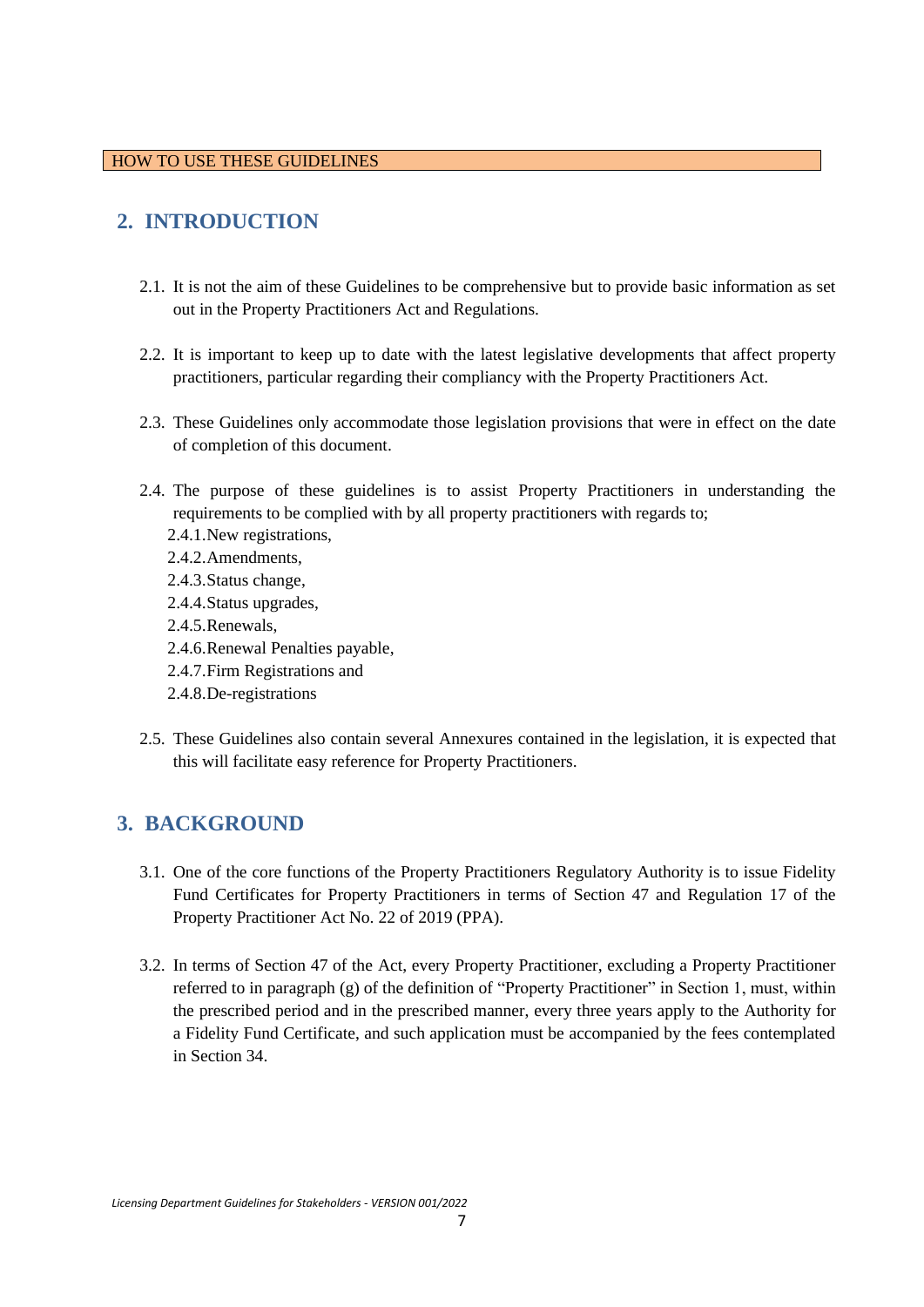HOW TO USE THESE GUIDELINES

## 2. INTRODUCTION

2.1. It is not the aim of these Guidelines to be comprehensive but to provide basic information as set out in the Property Practitioners Act and Regulations.

2.2. It is important to keep up to date with the latest legislative developments that affect property practitioners, particular regarding their compliancy with the Property Practitioners Act.

2.3. These Guidelines only accommodate those legislation provisions that were in effect on the date of completion of this document.

2.4. The purpose of these guidelines is to assist Property Practitioners in understanding the requirements to be complied with by all property practitioners with regards to;

- 2.4.1. New registrations,
- 2.4.2. Amendments,
- 2.4.3. Status change,
- 2.4.4. Status upgrades,
- 2.4.5. Renewals,
- 2.4.6. Renewal Penalties payable,
- 2.4.7. Firm Registrations and
- 2.4.8. De-registrations

2.5. These Guidelines also contain several Annexures contained in the legislation, it is expected that this will facilitate easy reference for Property Practitioners.

## 3. BACKGROUND

3.1. One of the core functions of the Property Practitioners Regulatory Authority is to issue Fidelity Fund Certificates for Property Practitioners in terms of Section 47 and Regulation 17 of the Property Practitioner Act No. 22 of 2019 (PPA).

3.2. In terms of Section 47 of the Act, every Property Practitioner, excluding a Property Practitioner referred to in paragraph (g) of the definition of "Property Practitioner" in Section 1, must, within the prescribed period and in the prescribed manner, every three years apply to the Authority for a Fidelity Fund Certificate, and such application must be accompanied by the fees contemplated in Section 34.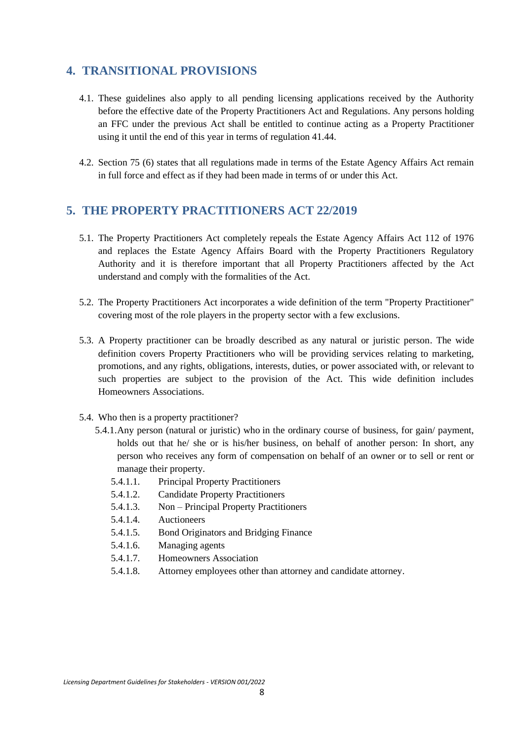## 4. TRANSITIONAL PROVISIONS

4.1. These guidelines also apply to all pending licensing applications received by the Authority before the effective date of the Property Practitioners Act and Regulations. Any persons holding an FFC under the previous Act shall be entitled to continue acting as a Property Practitioner using it until the end of this year in terms of regulation 41.44.

4.2. Section 75 (6) states that all regulations made in terms of the Estate Agency Affairs Act remain in full force and effect as if they had been made in terms of or under this Act.

## 5. THE PROPERTY PRACTITIONERS ACT 22/2019

5.1. The Property Practitioners Act completely repeals the Estate Agency Affairs Act 112 of 1976 and replaces the Estate Agency Affairs Board with the Property Practitioners Regulatory Authority and it is therefore important that all Property Practitioners affected by the Act understand and comply with the formalities of the Act.

5.2. The Property Practitioners Act incorporates a wide definition of the term "Property Practitioner" covering most of the role players in the property sector with a few exclusions.

5.3. A Property practitioner can be broadly described as any natural or juristic person. The wide definition covers Property Practitioners who will be providing services relating to marketing, promotions, and any rights, obligations, interests, duties, or power associated with, or relevant to such properties are subject to the provision of the Act. This wide definition includes Homeowners Associations.

5.4. Who then is a property practitioner?

5.4.1. Any person (natural or juristic) who in the ordinary course of business, for gain/ payment, holds out that he/ she or is his/her business, on behalf of another person: In short, any person who receives any form of compensation on behalf of an owner or to sell or rent or manage their property.

5.4.1.1. Principal Property Practitioners
5.4.1.2. Candidate Property Practitioners
5.4.1.3. Non – Principal Property Practitioners
5.4.1.4. Auctioneers
5.4.1.5. Bond Originators and Bridging Finance
5.4.1.6. Managing agents
5.4.1.7. Homeowners Association
5.4.1.8. Attorney employees other than attorney and candidate attorney.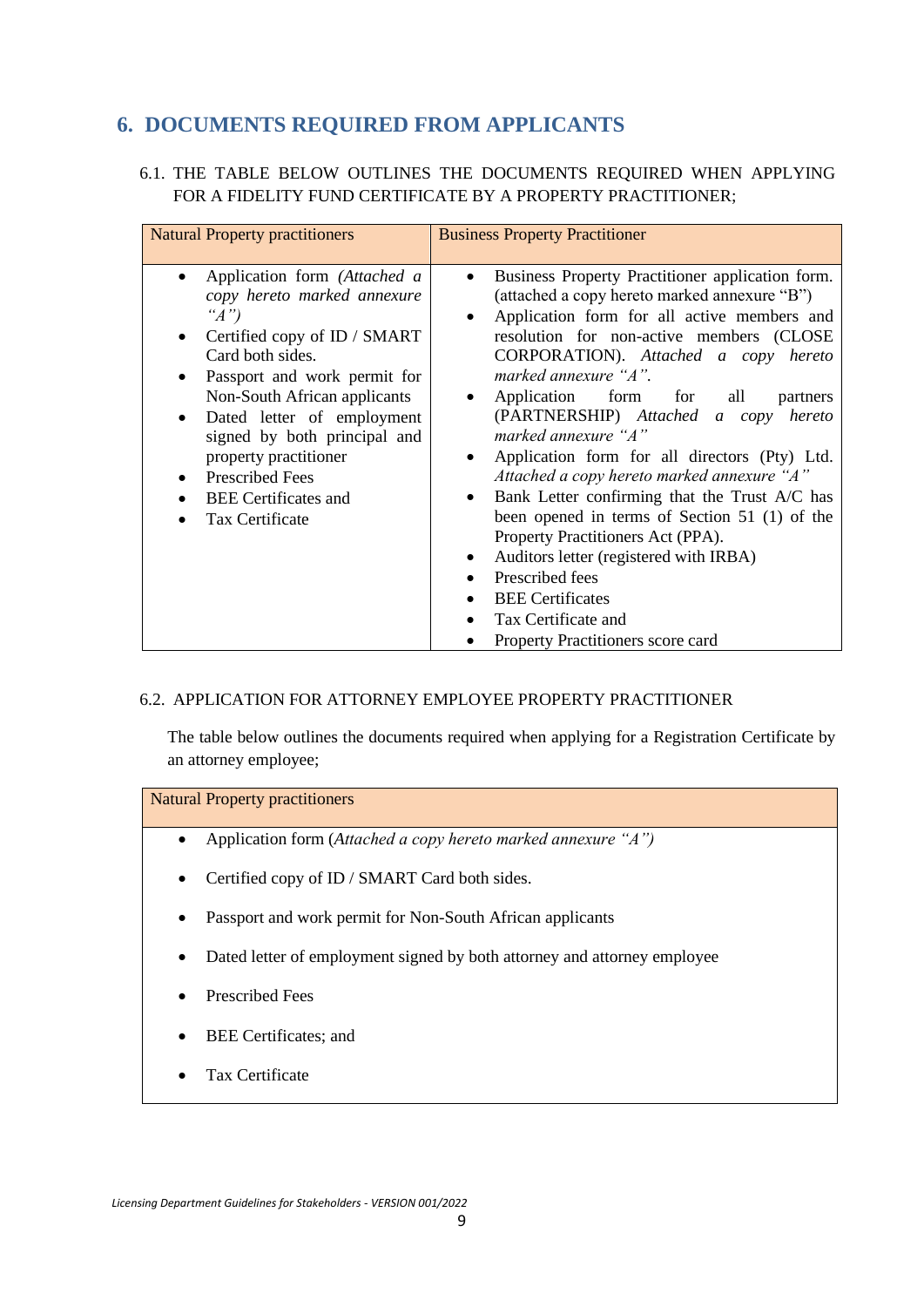## 6. DOCUMENTS REQUIRED FROM APPLICANTS

6.1. THE TABLE BELOW OUTLINES THE DOCUMENTS REQUIRED WHEN APPLYING FOR A FIDELITY FUND CERTIFICATE BY A PROPERTY PRACTITIONER;

| Natural Property practitioners | Business Property Practitioner |
| --- | --- |
| • Application form *(Attached a copy hereto marked annexure "A")*<br>• Certified copy of ID / SMART Card both sides.<br>• Passport and work permit for Non-South African applicants<br>• Dated letter of employment signed by both principal and property practitioner<br>• Prescribed Fees<br>• BEE Certificates and<br>• Tax Certificate | • Business Property Practitioner application form. (attached a copy hereto marked annexure "B")<br>• Application form for all active members and resolution for non-active members (CLOSE CORPORATION). *Attached a copy hereto marked annexure "A".*<br>• Application form for all partners (PARTNERSHIP) *Attached a copy hereto marked annexure "A"*<br>• Application form for all directors (Pty) Ltd. *Attached a copy hereto marked annexure "A"*<br>• Bank Letter confirming that the Trust A/C has been opened in terms of Section 51 (1) of the Property Practitioners Act (PPA).<br>• Auditors letter (registered with IRBA)<br>• Prescribed fees<br>• BEE Certificates<br>• Tax Certificate and<br>• Property Practitioners score card |

6.2. APPLICATION FOR ATTORNEY EMPLOYEE PROPERTY PRACTITIONER

The table below outlines the documents required when applying for a Registration Certificate by an attorney employee;

| Natural Property practitioners |
| --- |
| • Application form (*Attached a copy hereto marked annexure "A")*<br>• Certified copy of ID / SMART Card both sides.<br>• Passport and work permit for Non-South African applicants<br>• Dated letter of employment signed by both attorney and attorney employee<br>• Prescribed Fees<br>• BEE Certificates; and<br>• Tax Certificate |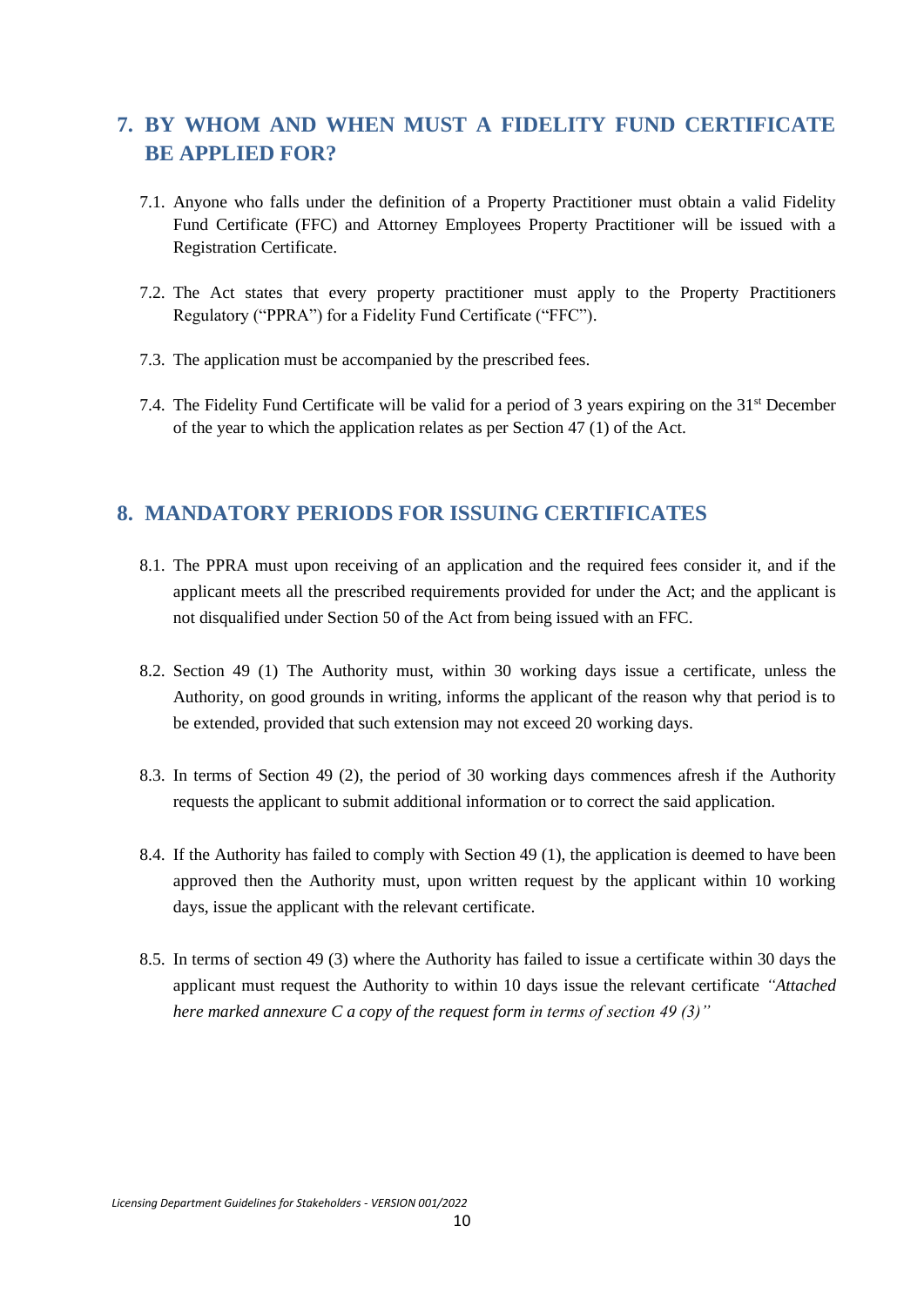## 7. BY WHOM AND WHEN MUST A FIDELITY FUND CERTIFICATE BE APPLIED FOR?

7.1. Anyone who falls under the definition of a Property Practitioner must obtain a valid Fidelity Fund Certificate (FFC) and Attorney Employees Property Practitioner will be issued with a Registration Certificate.

7.2. The Act states that every property practitioner must apply to the Property Practitioners Regulatory ("PPRA") for a Fidelity Fund Certificate ("FFC").

7.3. The application must be accompanied by the prescribed fees.

7.4. The Fidelity Fund Certificate will be valid for a period of 3 years expiring on the 31st December of the year to which the application relates as per Section 47 (1) of the Act.

## 8. MANDATORY PERIODS FOR ISSUING CERTIFICATES

8.1. The PPRA must upon receiving of an application and the required fees consider it, and if the applicant meets all the prescribed requirements provided for under the Act; and the applicant is not disqualified under Section 50 of the Act from being issued with an FFC.

8.2. Section 49 (1) The Authority must, within 30 working days issue a certificate, unless the Authority, on good grounds in writing, informs the applicant of the reason why that period is to be extended, provided that such extension may not exceed 20 working days.

8.3. In terms of Section 49 (2), the period of 30 working days commences afresh if the Authority requests the applicant to submit additional information or to correct the said application.

8.4. If the Authority has failed to comply with Section 49 (1), the application is deemed to have been approved then the Authority must, upon written request by the applicant within 10 working days, issue the applicant with the relevant certificate.

8.5. In terms of section 49 (3) where the Authority has failed to issue a certificate within 30 days the applicant must request the Authority to within 10 days issue the relevant certificate *"Attached here marked annexure C a copy of the request form in terms of section 49 (3)"*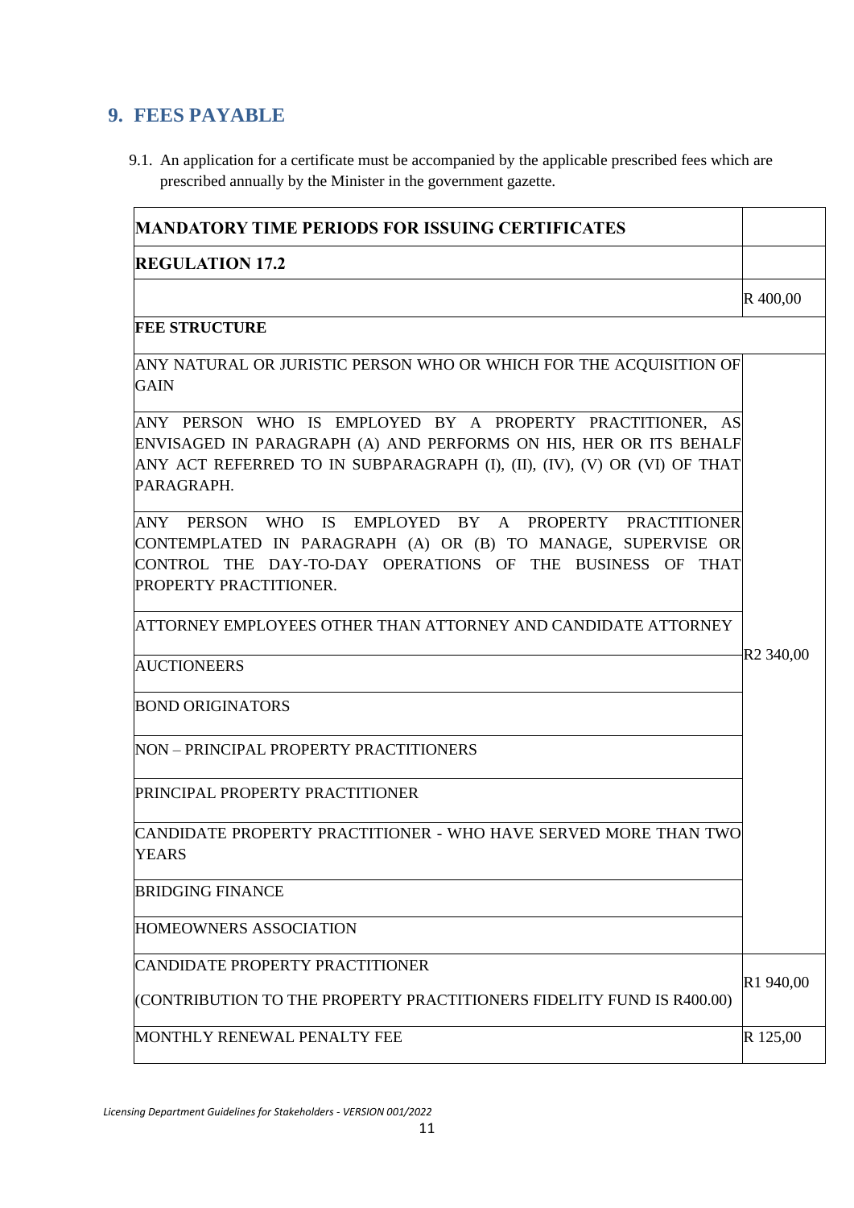## 9. FEES PAYABLE

9.1. An application for a certificate must be accompanied by the applicable prescribed fees which are prescribed annually by the Minister in the government gazette.

| **MANDATORY TIME PERIODS FOR ISSUING CERTIFICATES** | |
|---|---|
| **REGULATION 17.2** | |
| | R 400,00 |
| **FEE STRUCTURE** | |
| ANY NATURAL OR JURISTIC PERSON WHO OR WHICH FOR THE ACQUISITION OF GAIN | R2 340,00 |
| ANY PERSON WHO IS EMPLOYED BY A PROPERTY PRACTITIONER, AS ENVISAGED IN PARAGRAPH (A) AND PERFORMS ON HIS, HER OR ITS BEHALF ANY ACT REFERRED TO IN SUBPARAGRAPH (I), (II), (IV), (V) OR (VI) OF THAT PARAGRAPH. | |
| ANY PERSON WHO IS EMPLOYED BY A PROPERTY PRACTITIONER CONTEMPLATED IN PARAGRAPH (A) OR (B) TO MANAGE, SUPERVISE OR CONTROL THE DAY-TO-DAY OPERATIONS OF THE BUSINESS OF THAT PROPERTY PRACTITIONER. | |
| ATTORNEY EMPLOYEES OTHER THAN ATTORNEY AND CANDIDATE ATTORNEY | |
| AUCTIONEERS | |
| BOND ORIGINATORS | |
| NON – PRINCIPAL PROPERTY PRACTITIONERS | |
| PRINCIPAL PROPERTY PRACTITIONER | |
| CANDIDATE PROPERTY PRACTITIONER - WHO HAVE SERVED MORE THAN TWO YEARS | |
| BRIDGING FINANCE | |
| HOMEOWNERS ASSOCIATION | |
| CANDIDATE PROPERTY PRACTITIONER (CONTRIBUTION TO THE PROPERTY PRACTITIONERS FIDELITY FUND IS R400.00) | R1 940,00 |
| MONTHLY RENEWAL PENALTY FEE | R 125,00 |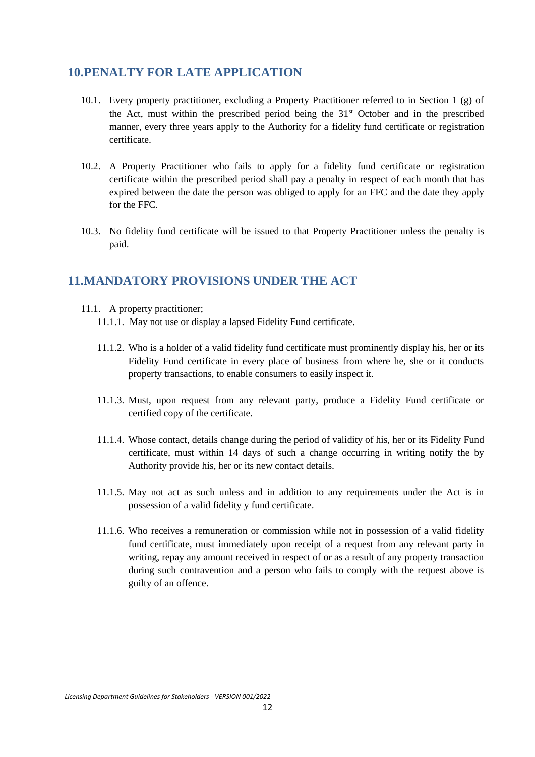## 10. PENALTY FOR LATE APPLICATION

10.1. Every property practitioner, excluding a Property Practitioner referred to in Section 1 (g) of the Act, must within the prescribed period being the 31st October and in the prescribed manner, every three years apply to the Authority for a fidelity fund certificate or registration certificate.

10.2. A Property Practitioner who fails to apply for a fidelity fund certificate or registration certificate within the prescribed period shall pay a penalty in respect of each month that has expired between the date the person was obliged to apply for an FFC and the date they apply for the FFC.

10.3. No fidelity fund certificate will be issued to that Property Practitioner unless the penalty is paid.

## 11. MANDATORY PROVISIONS UNDER THE ACT

11.1. A property practitioner;

11.1.1. May not use or display a lapsed Fidelity Fund certificate.

11.1.2. Who is a holder of a valid fidelity fund certificate must prominently display his, her or its Fidelity Fund certificate in every place of business from where he, she or it conducts property transactions, to enable consumers to easily inspect it.

11.1.3. Must, upon request from any relevant party, produce a Fidelity Fund certificate or certified copy of the certificate.

11.1.4. Whose contact, details change during the period of validity of his, her or its Fidelity Fund certificate, must within 14 days of such a change occurring in writing notify the by Authority provide his, her or its new contact details.

11.1.5. May not act as such unless and in addition to any requirements under the Act is in possession of a valid fidelity y fund certificate.

11.1.6. Who receives a remuneration or commission while not in possession of a valid fidelity fund certificate, must immediately upon receipt of a request from any relevant party in writing, repay any amount received in respect of or as a result of any property transaction during such contravention and a person who fails to comply with the request above is guilty of an offence.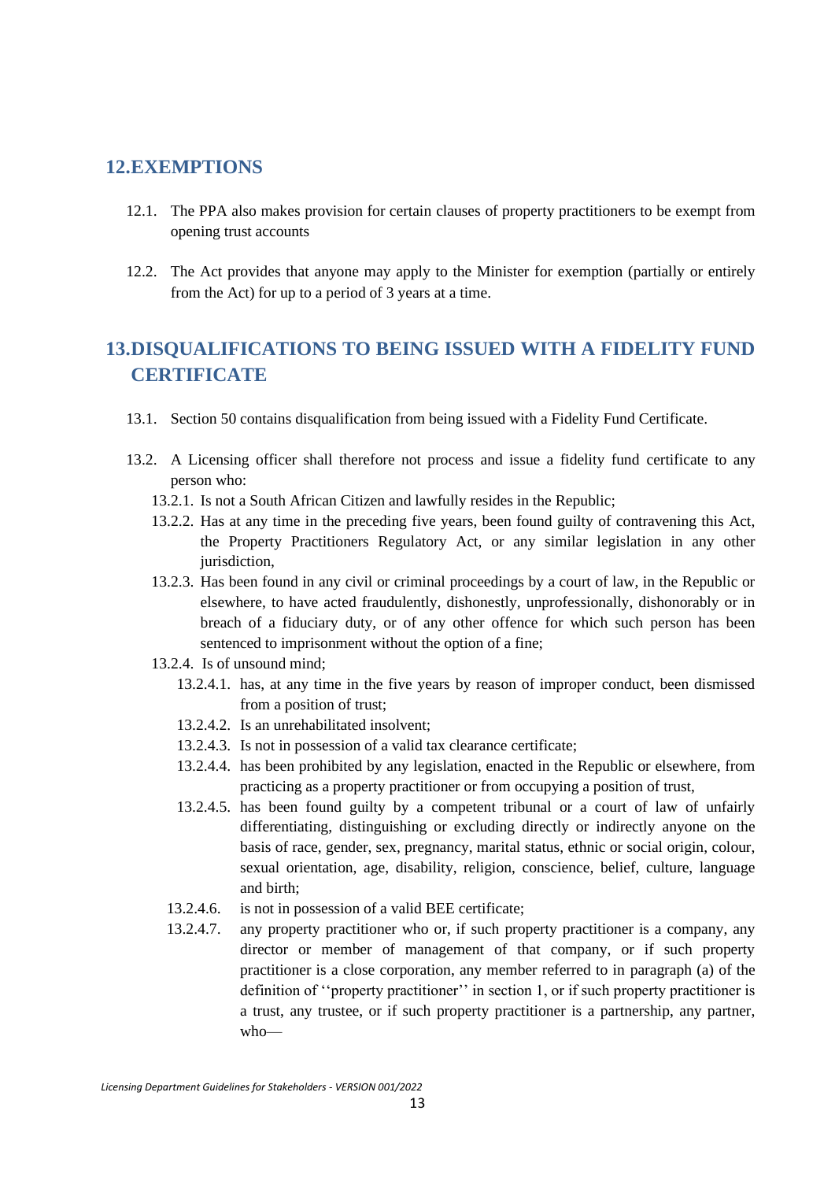## 12. EXEMPTIONS

12.1. The PPA also makes provision for certain clauses of property practitioners to be exempt from opening trust accounts

12.2. The Act provides that anyone may apply to the Minister for exemption (partially or entirely from the Act) for up to a period of 3 years at a time.

## 13. DISQUALIFICATIONS TO BEING ISSUED WITH A FIDELITY FUND CERTIFICATE

13.1. Section 50 contains disqualification from being issued with a Fidelity Fund Certificate.

13.2. A Licensing officer shall therefore not process and issue a fidelity fund certificate to any person who:

- 13.2.1. Is not a South African Citizen and lawfully resides in the Republic;
- 13.2.2. Has at any time in the preceding five years, been found guilty of contravening this Act, the Property Practitioners Regulatory Act, or any similar legislation in any other jurisdiction,
- 13.2.3. Has been found in any civil or criminal proceedings by a court of law, in the Republic or elsewhere, to have acted fraudulently, dishonestly, unprofessionally, dishonorably or in breach of a fiduciary duty, or of any other offence for which such person has been sentenced to imprisonment without the option of a fine;
- 13.2.4. Is of unsound mind;
  - 13.2.4.1. has, at any time in the five years by reason of improper conduct, been dismissed from a position of trust;
  - 13.2.4.2. Is an unrehabilitated insolvent;
  - 13.2.4.3. Is not in possession of a valid tax clearance certificate;
  - 13.2.4.4. has been prohibited by any legislation, enacted in the Republic or elsewhere, from practicing as a property practitioner or from occupying a position of trust,
  - 13.2.4.5. has been found guilty by a competent tribunal or a court of law of unfairly differentiating, distinguishing or excluding directly or indirectly anyone on the basis of race, gender, sex, pregnancy, marital status, ethnic or social origin, colour, sexual orientation, age, disability, religion, conscience, belief, culture, language and birth;
  - 13.2.4.6. is not in possession of a valid BEE certificate;
  - 13.2.4.7. any property practitioner who or, if such property practitioner is a company, any director or member of management of that company, or if such property practitioner is a close corporation, any member referred to in paragraph (a) of the definition of ''property practitioner'' in section 1, or if such property practitioner is a trust, any trustee, or if such property practitioner is a partnership, any partner, who—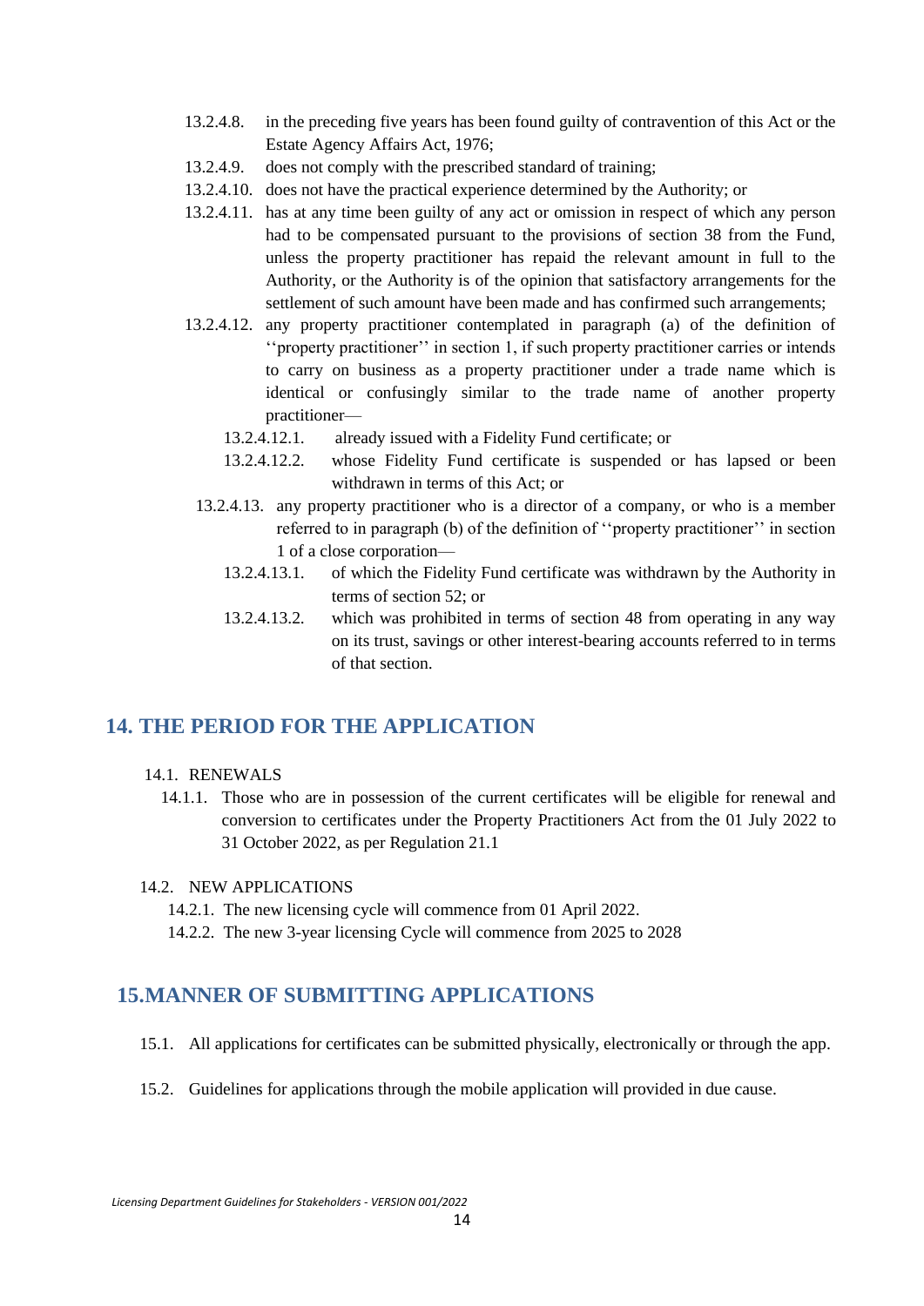- 13.2.4.8. in the preceding five years has been found guilty of contravention of this Act or the Estate Agency Affairs Act, 1976;
- 13.2.4.9. does not comply with the prescribed standard of training;
- 13.2.4.10. does not have the practical experience determined by the Authority; or
- 13.2.4.11. has at any time been guilty of any act or omission in respect of which any person had to be compensated pursuant to the provisions of section 38 from the Fund, unless the property practitioner has repaid the relevant amount in full to the Authority, or the Authority is of the opinion that satisfactory arrangements for the settlement of such amount have been made and has confirmed such arrangements;
- 13.2.4.12. any property practitioner contemplated in paragraph (a) of the definition of ''property practitioner'' in section 1, if such property practitioner carries or intends to carry on business as a property practitioner under a trade name which is identical or confusingly similar to the trade name of another property practitioner—
  - 13.2.4.12.1. already issued with a Fidelity Fund certificate; or
  - 13.2.4.12.2. whose Fidelity Fund certificate is suspended or has lapsed or been withdrawn in terms of this Act; or
- 13.2.4.13. any property practitioner who is a director of a company, or who is a member referred to in paragraph (b) of the definition of ''property practitioner'' in section 1 of a close corporation—
  - 13.2.4.13.1. of which the Fidelity Fund certificate was withdrawn by the Authority in terms of section 52; or
  - 13.2.4.13.2. which was prohibited in terms of section 48 from operating in any way on its trust, savings or other interest-bearing accounts referred to in terms of that section.

## 14. THE PERIOD FOR THE APPLICATION

14.1. RENEWALS

14.1.1. Those who are in possession of the current certificates will be eligible for renewal and conversion to certificates under the Property Practitioners Act from the 01 July 2022 to 31 October 2022, as per Regulation 21.1

14.2. NEW APPLICATIONS

14.2.1. The new licensing cycle will commence from 01 April 2022.

14.2.2. The new 3-year licensing Cycle will commence from 2025 to 2028

## 15.MANNER OF SUBMITTING APPLICATIONS

15.1. All applications for certificates can be submitted physically, electronically or through the app.

15.2. Guidelines for applications through the mobile application will provided in due cause.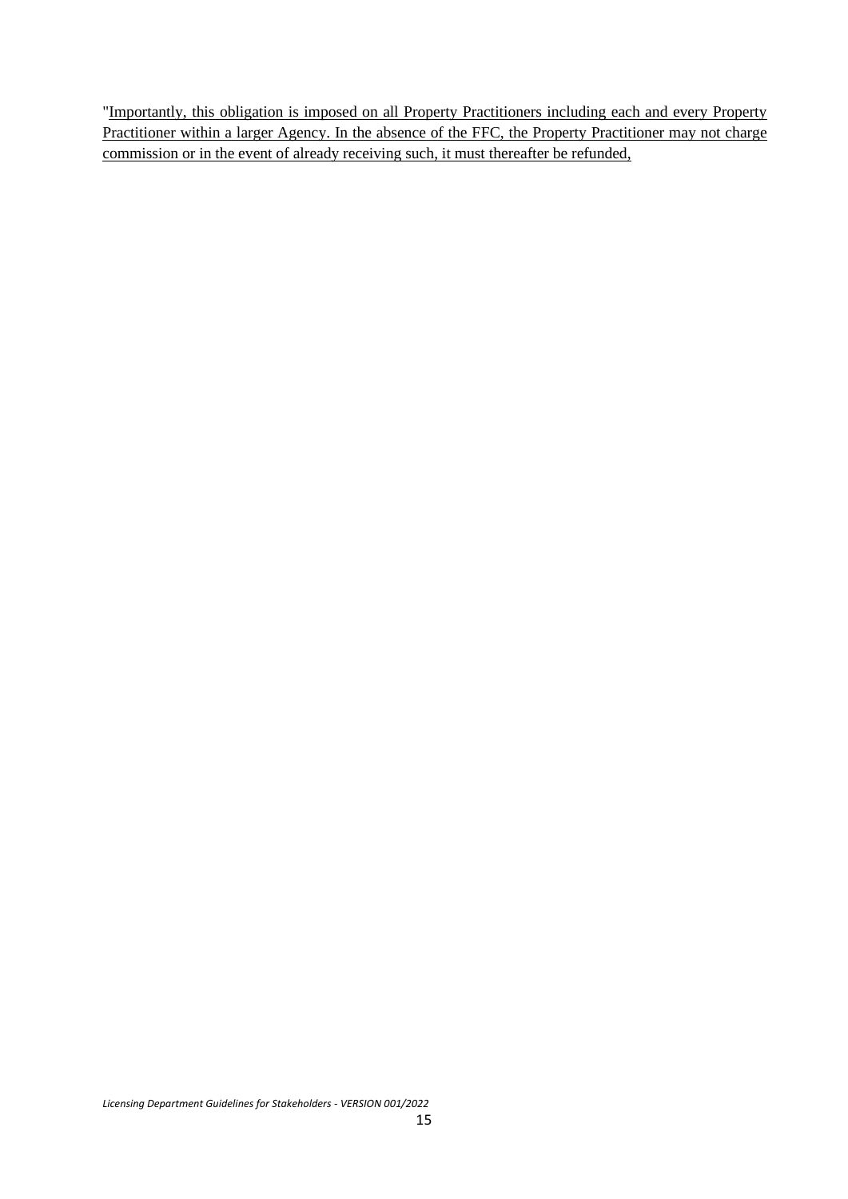"<u>Importantly, this obligation is imposed on all Property Practitioners including each and every Property Practitioner within a larger Agency. In the absence of the FFC, the Property Practitioner may not charge commission or in the event of already receiving such, it must thereafter be refunded,</u>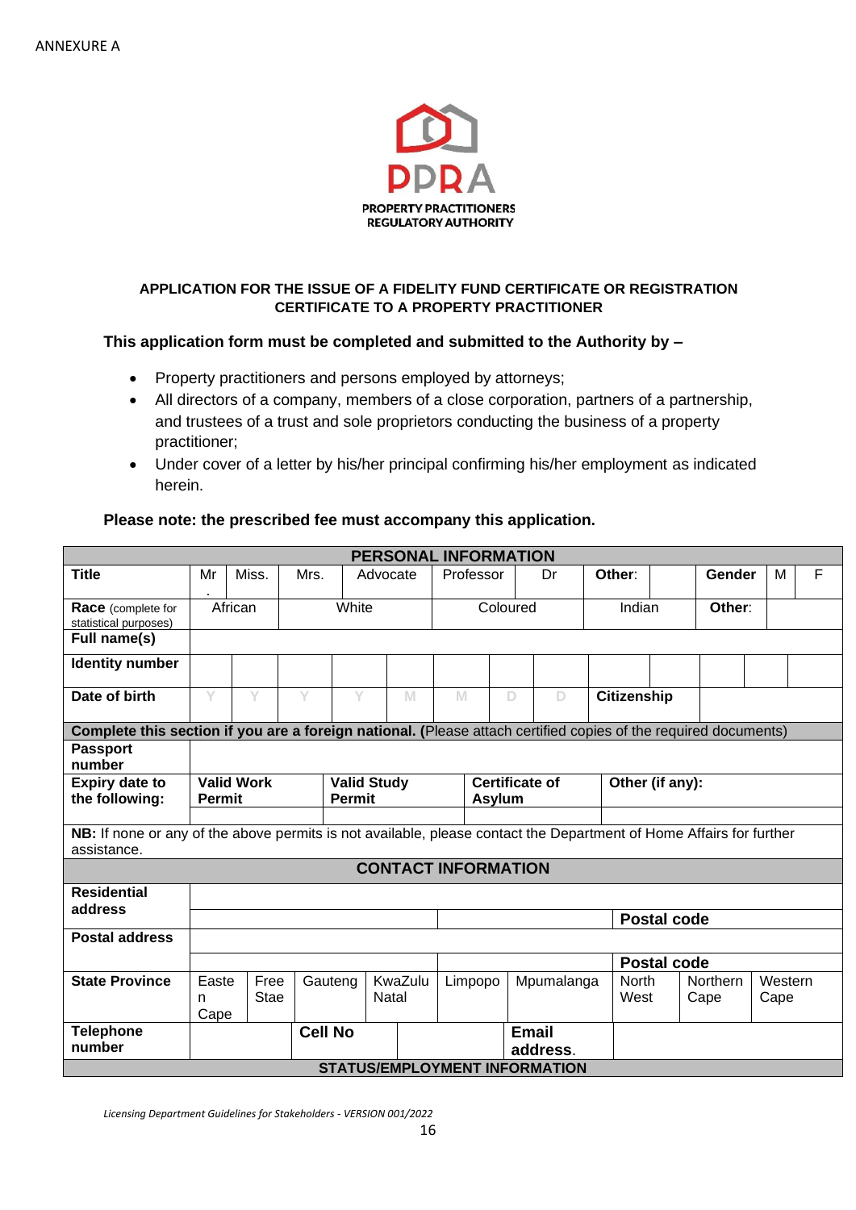ANNEXURE A

PPRA
PROPERTY PRACTITIONERS REGULATORY AUTHORITY

**APPLICATION FOR THE ISSUE OF A FIDELITY FUND CERTIFICATE OR REGISTRATION CERTIFICATE TO A PROPERTY PRACTITIONER**

**This application form must be completed and submitted to the Authority by –**

- Property practitioners and persons employed by attorneys;
- All directors of a company, members of a close corporation, partners of a partnership, and trustees of a trust and sole proprietors conducting the business of a property practitioner;
- Under cover of a letter by his/her principal confirming his/her employment as indicated herein.

**Please note: the prescribed fee must accompany this application.**

| **PERSONAL INFORMATION** | | | | | | | | | | | |
|---|---|---|---|---|---|---|---|---|---|---|---|
| **Title** | Mr. | Miss. | Mrs. | Advocate | Professor | Dr | **Other**: | | **Gender** | M | F |
| **Race** (complete for statistical purposes) | African | | White | | Coloured | | Indian | | **Other**: | | |
| **Full name(s)** | | | | | | | | | | | |
| **Identity number** | | | | | | | | | | | |
| **Date of birth** | Y | Y | Y | Y | M | M | D | D | **Citizenship** | | |
| **Complete this section if you are a foreign national.** (Please attach certified copies of the required documents) | | | | | | | | | | | |
| **Passport number** | | | | | | | | | | | |
| **Expiry date to the following:** | **Valid Work Permit** | | **Valid Study Permit** | | **Certificate of Asylum** | | **Other (if any):** | | | | |
| | | | | | | | | | | | |
| **NB:** If none or any of the above permits is not available, please contact the Department of Home Affairs for further assistance. | | | | | | | | | | | |
| **CONTACT INFORMATION** | | | | | | | | | | | |
| **Residential address** | | | | | | | | | | | |
| | | | | | | | **Postal code** | | | | |
| **Postal address** | | | | | | | | | | | |
| | | | | | | | **Postal code** | | | | |
| **State Province** | Eastern Cape | Free Stae | Gauteng | KwaZulu Natal | Limpopo | Mpumalanga | North West | Northern Cape | Western Cape | | |
| **Telephone number** | | **Cell No** | | | **Email address.** | | | | | | |
| **STATUS/EMPLOYMENT INFORMATION** | | | | | | | | | | | |

*Licensing Department Guidelines for Stakeholders - VERSION 001/2022*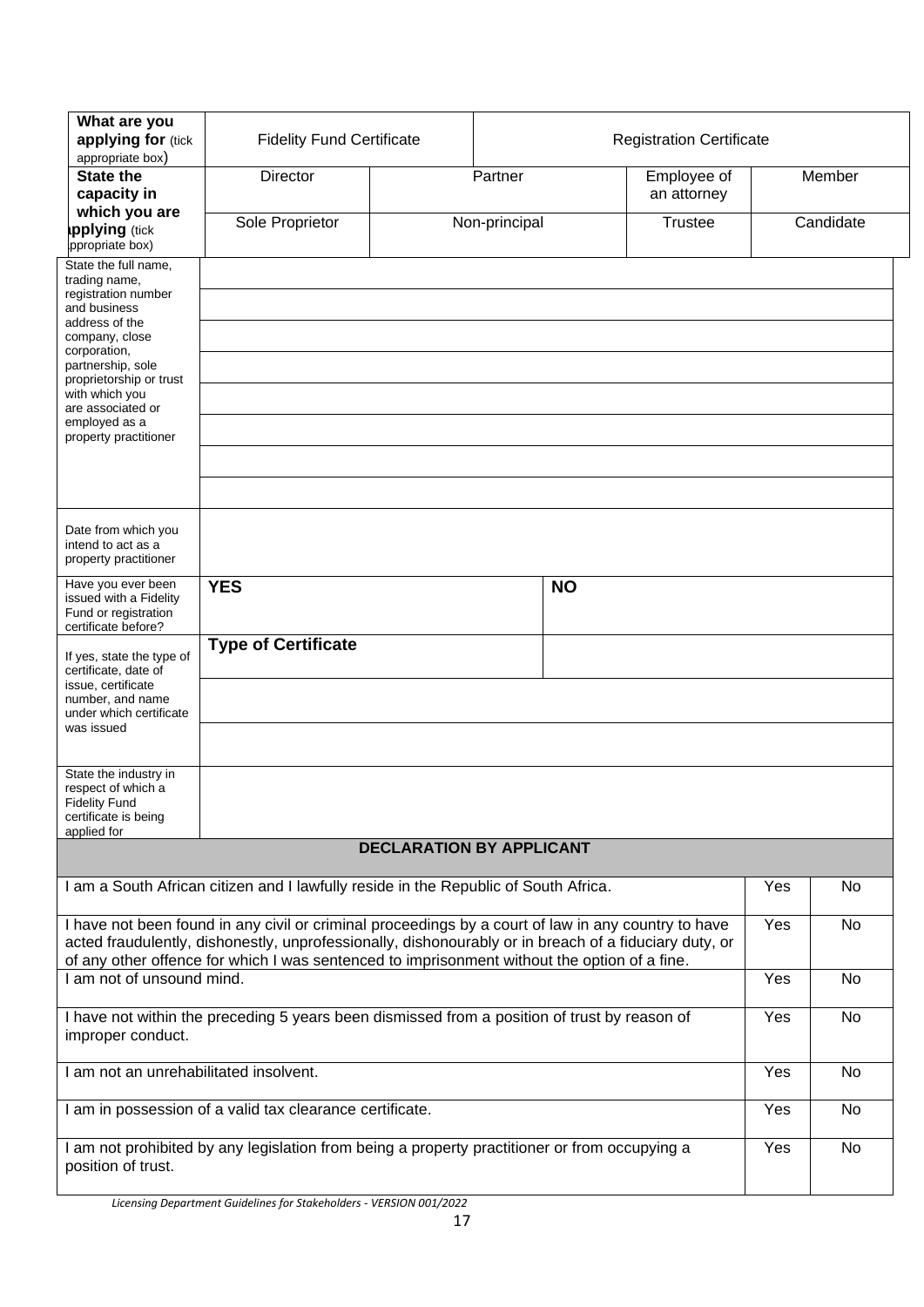| What are you applying for (tick appropriate box) | Fidelity Fund Certificate | | Registration Certificate | |
|---|---|---|---|---|
| State the capacity in which you are applying (tick appropriate box) | Director | Partner | Employee of an attorney | Member |
| | Sole Proprietor | Non-principal | Trustee | Candidate |

| | | |
|---|---|---|
| State the full name, trading name, registration number and business address of the company, close corporation, partnership, sole proprietorship or trust with which you are associated or employed as a property practitioner | | |
| | | |
| | | |
| | | |
| | | |
| | | |
| | | |
| | | |
| Date from which you intend to act as a property practitioner | | |
| Have you ever been issued with a Fidelity Fund or registration certificate before? | **YES** | **NO** |
| If yes, state the type of certificate, date of issue, certificate number, and name under which certificate was issued | **Type of Certificate** | |
| | | |
| | | |
| State the industry in respect of which a Fidelity Fund certificate is being applied for | | |

| DECLARATION BY APPLICANT | | |
|---|---|---|
| I am a South African citizen and I lawfully reside in the Republic of South Africa. | Yes | No |
| I have not been found in any civil or criminal proceedings by a court of law in any country to have acted fraudulently, dishonestly, unprofessionally, dishonourably or in breach of a fiduciary duty, or of any other offence for which I was sentenced to imprisonment without the option of a fine. | Yes | No |
| I am not of unsound mind. | Yes | No |
| I have not within the preceding 5 years been dismissed from a position of trust by reason of improper conduct. | Yes | No |
| I am not an unrehabilitated insolvent. | Yes | No |
| I am in possession of a valid tax clearance certificate. | Yes | No |
| I am not prohibited by any legislation from being a property practitioner or from occupying a position of trust. | Yes | No |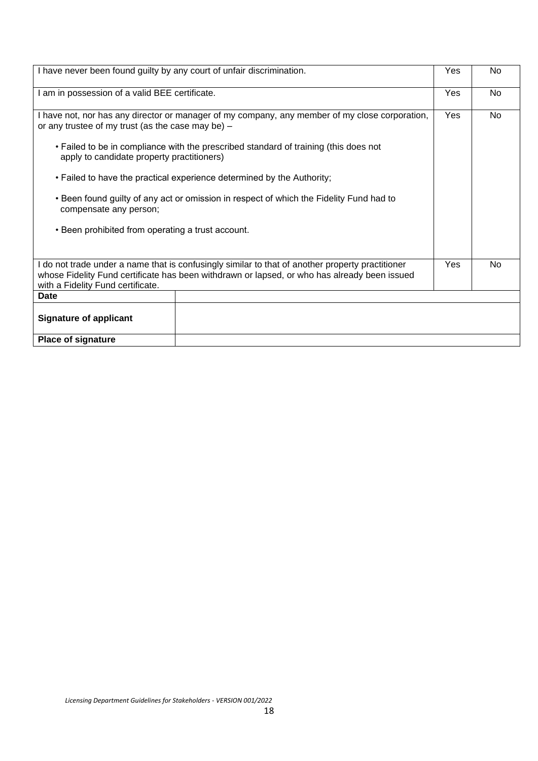| | | |
|---|---|---|
| I have never been found guilty by any court of unfair discrimination. | Yes | No |
| I am in possession of a valid BEE certificate. | Yes | No |
| I have not, nor has any director or manager of my company, any member of my close corporation, or any trustee of my trust (as the case may be) – <br><br> • Failed to be in compliance with the prescribed standard of training (this does not apply to candidate property practitioners) <br><br> • Failed to have the practical experience determined by the Authority; <br><br> • Been found guilty of any act or omission in respect of which the Fidelity Fund had to compensate any person; <br><br> • Been prohibited from operating a trust account. | Yes | No |
| I do not trade under a name that is confusingly similar to that of another property practitioner whose Fidelity Fund certificate has been withdrawn or lapsed, or who has already been issued with a Fidelity Fund certificate. | Yes | No |

| | |
|---|---|
| **Date** | |
| **Signature of applicant** | |
| **Place of signature** | |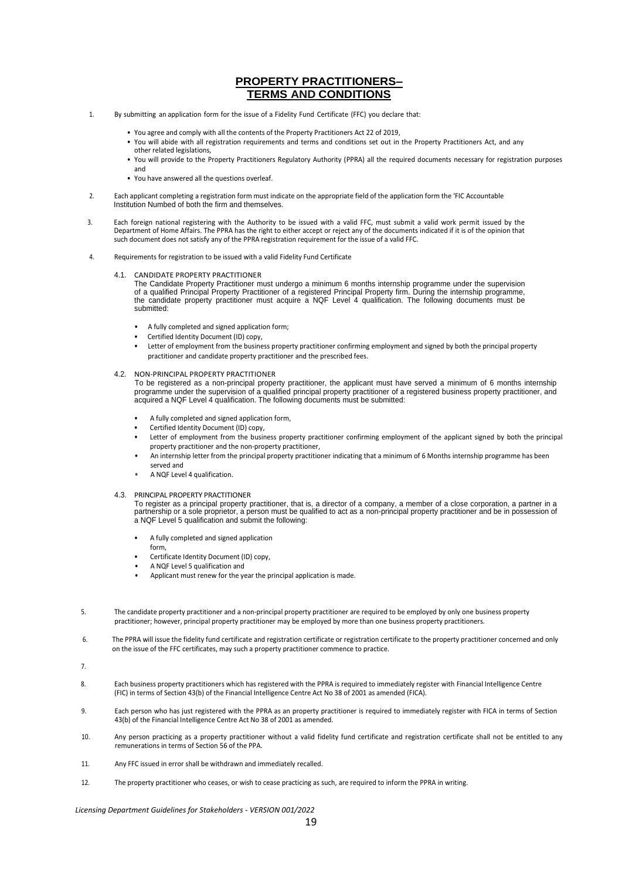# PROPERTY PRACTITIONERS– TERMS AND CONDITIONS

1. By submitting an application form for the issue of a Fidelity Fund Certificate (FFC) you declare that:

   - You agree and comply with all the contents of the Property Practitioners Act 22 of 2019,
   - You will abide with all registration requirements and terms and conditions set out in the Property Practitioners Act, and any other related legislations,
   - You will provide to the Property Practitioners Regulatory Authority (PPRA) all the required documents necessary for registration purposes and
   - You have answered all the questions overleaf.

2. Each applicant completing a registration form must indicate on the appropriate field of the application form the 'FIC Accountable Institution Numbed of both the firm and themselves.

3. Each foreign national registering with the Authority to be issued with a valid FFC, must submit a valid work permit issued by the Department of Home Affairs. The PPRA has the right to either accept or reject any of the documents indicated if it is of the opinion that such document does not satisfy any of the PPRA registration requirement for the issue of a valid FFC.

4. Requirements for registration to be issued with a valid Fidelity Fund Certificate

   4.1. CANDIDATE PROPERTY PRACTITIONER
   The Candidate Property Practitioner must undergo a minimum 6 months internship programme under the supervision of a qualified Principal Property Practitioner of a registered Principal Property firm. During the internship programme, the candidate property practitioner must acquire a NQF Level 4 qualification. The following documents must be submitted:

   - A fully completed and signed application form;
   - Certified Identity Document (ID) copy,
   - Letter of employment from the business property practitioner confirming employment and signed by both the principal property practitioner and candidate property practitioner and the prescribed fees.

   4.2. NON-PRINCIPAL PROPERTY PRACTITIONER
   To be registered as a non-principal property practitioner, the applicant must have served a minimum of 6 months internship programme under the supervision of a qualified principal property practitioner of a registered business property practitioner, and acquired a NQF Level 4 qualification. The following documents must be submitted:

   - A fully completed and signed application form,
   - Certified Identity Document (ID) copy,
   - Letter of employment from the business property practitioner confirming employment of the applicant signed by both the principal property practitioner and the non-property practitioner,
   - An internship letter from the principal property practitioner indicating that a minimum of 6 Months internship programme has been served and
   - A NQF Level 4 qualification.

   4.3. PRINCIPAL PROPERTY PRACTITIONER
   To register as a principal property practitioner, that is, a director of a company, a member of a close corporation, a partner in a partnership or a sole proprietor, a person must be qualified to act as a non-principal property practitioner and be in possession of a NQF Level 5 qualification and submit the following:

   - A fully completed and signed application form,
   - Certificate Identity Document (ID) copy,
   - A NQF Level 5 qualification and
   - Applicant must renew for the year the principal application is made.

5. The candidate property practitioner and a non-principal property practitioner are required to be employed by only one business property practitioner; however, principal property practitioner may be employed by more than one business property practitioners.

6. The PPRA will issue the fidelity fund certificate and registration certificate or registration certificate to the property practitioner concerned and only on the issue of the FFC certificates, may such a property practitioner commence to practice.

7.

8. Each business property practitioners which has registered with the PPRA is required to immediately register with Financial Intelligence Centre (FIC) in terms of Section 43(b) of the Financial Intelligence Centre Act No 38 of 2001 as amended (FICA).

9. Each person who has just registered with the PPRA as an property practitioner is required to immediately register with FICA in terms of Section 43(b) of the Financial Intelligence Centre Act No 38 of 2001 as amended.

10. Any person practicing as a property practitioner without a valid fidelity fund certificate and registration certificate shall not be entitled to any remunerations in terms of Section 56 of the PPA.

11. Any FFC issued in error shall be withdrawn and immediately recalled.

12. The property practitioner who ceases, or wish to cease practicing as such, are required to inform the PPRA in writing.

*Licensing Department Guidelines for Stakeholders - VERSION 001/2022*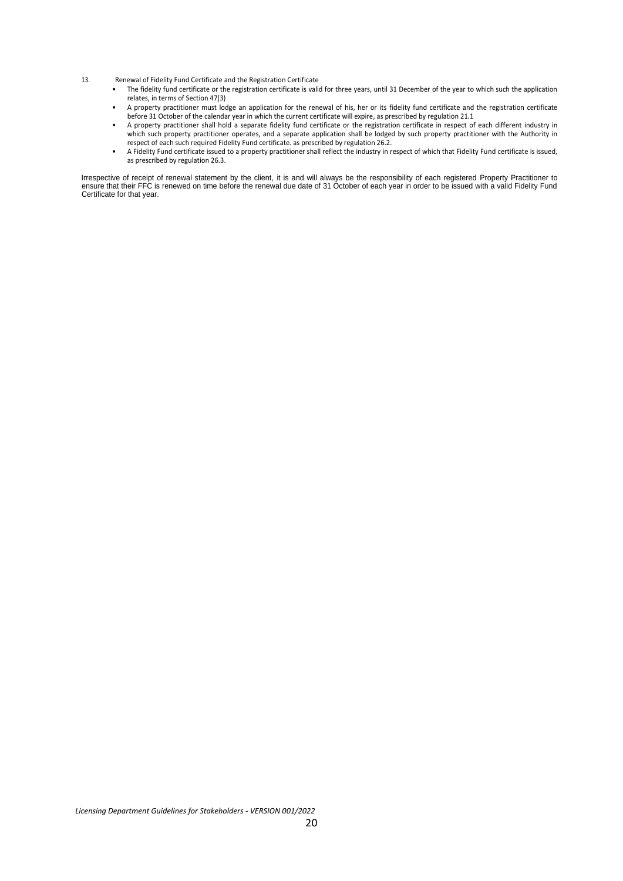13. Renewal of Fidelity Fund Certificate and the Registration Certificate

- The fidelity fund certificate or the registration certificate is valid for three years, until 31 December of the year to which such the application relates, in terms of Section 47(3)
- A property practitioner must lodge an application for the renewal of his, her or its fidelity fund certificate and the registration certificate before 31 October of the calendar year in which the current certificate will expire, as prescribed by regulation 21.1
- A property practitioner shall hold a separate fidelity fund certificate or the registration certificate in respect of each different industry in which such property practitioner operates, and a separate application shall be lodged by such property practitioner with the Authority in respect of each such required Fidelity Fund certificate. as prescribed by regulation 26.2.
- A Fidelity Fund certificate issued to a property practitioner shall reflect the industry in respect of which that Fidelity Fund certificate is issued, as prescribed by regulation 26.3.

Irrespective of receipt of renewal statement by the client, it is and will always be the responsibility of each registered Property Practitioner to ensure that their FFC is renewed on time before the renewal due date of 31 October of each year in order to be issued with a valid Fidelity Fund Certificate for that year.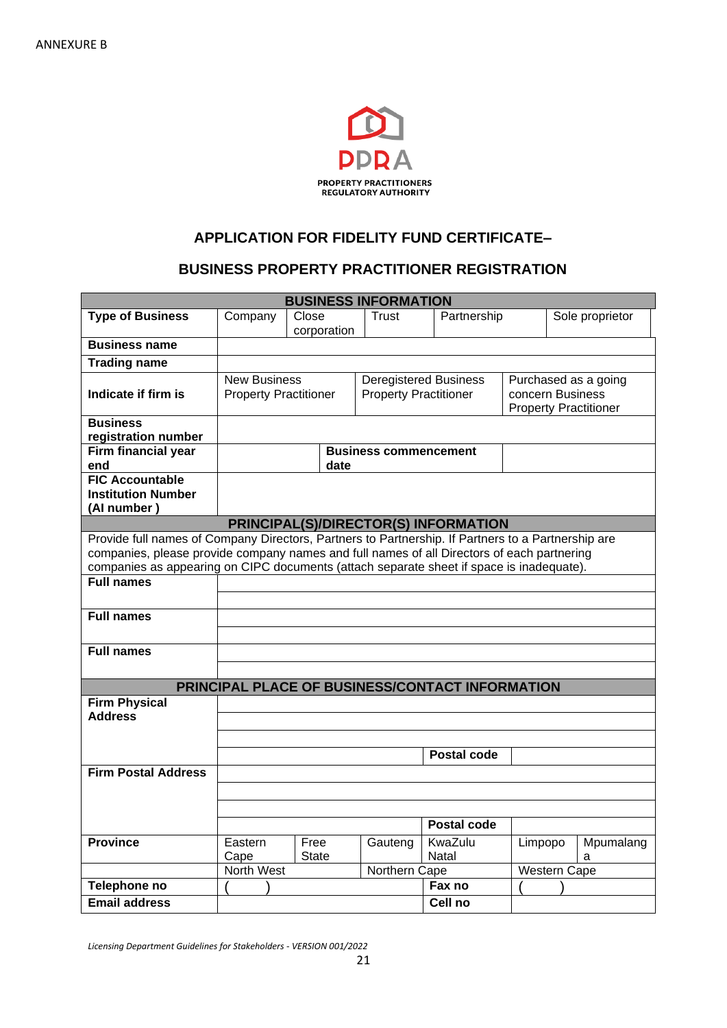ANNEXURE B

PPRA
PROPERTY PRACTITIONERS REGULATORY AUTHORITY

## APPLICATION FOR FIDELITY FUND CERTIFICATE–

## BUSINESS PROPERTY PRACTITIONER REGISTRATION

| **BUSINESS INFORMATION** | | | | | | |
|---|---|---|---|---|---|---|
| **Type of Business** | Company | Close corporation | Trust | Partnership | | Sole proprietor |
| **Business name** | | | | | | |
| **Trading name** | | | | | | |
| **Indicate if firm is** | New Business Property Practitioner | | Deregistered Business Property Practitioner | | Purchased as a going concern Business Property Practitioner | |
| **Business registration number** | | | | | | |
| **Firm financial year end** | | **Business commencement date** | | | | |
| **FIC Accountable Institution Number (AI number )** | | | | | | |

| **PRINCIPAL(S)/DIRECTOR(S) INFORMATION** | |
|---|---|
| Provide full names of Company Directors, Partners to Partnership. If Partners to a Partnership are companies, please provide company names and full names of all Directors of each partnering companies as appearing on CIPC documents (attach separate sheet if space is inadequate). | |
| **Full names** | |
| | |
| **Full names** | |
| | |
| **Full names** | |
| | |

| **PRINCIPAL PLACE OF BUSINESS/CONTACT INFORMATION** | | | | | | |
|---|---|---|---|---|---|---|
| **Firm Physical Address** | | | | | | |
| | | | | | | |
| | | | | | | |
| | | | | **Postal code** | | |
| **Firm Postal Address** | | | | | | |
| | | | | | | |
| | | | | | | |
| | | | | **Postal code** | | |
| **Province** | Eastern Cape | Free State | Gauteng | KwaZulu Natal | Limpopo | Mpumalanga |
| | North West | | Northern Cape | | Western Cape | |
| **Telephone no** | ( ) | | | **Fax no** | ( ) | |
| **Email address** | | | | **Cell no** | | |

*Licensing Department Guidelines for Stakeholders - VERSION 001/2022*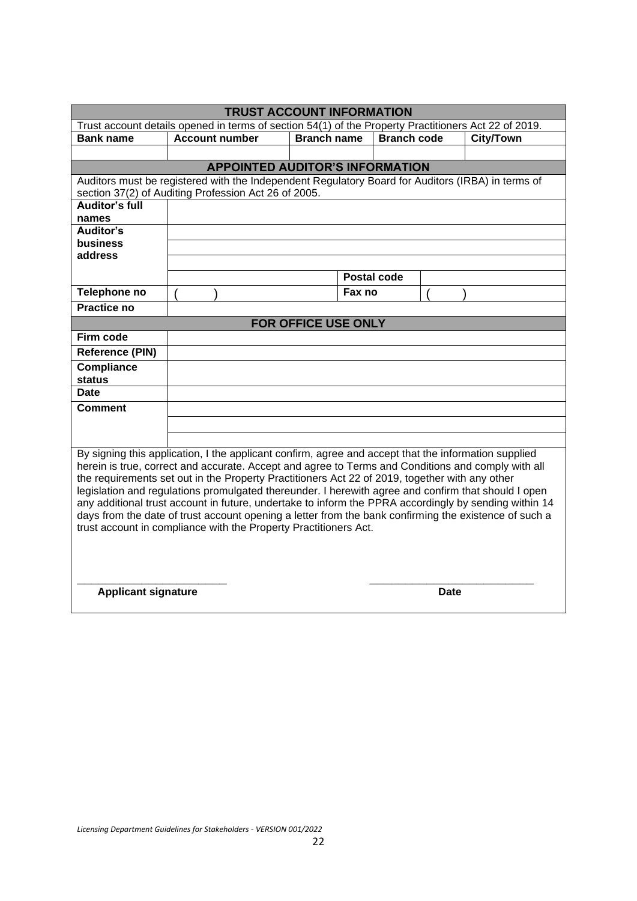## TRUST ACCOUNT INFORMATION

Trust account details opened in terms of section 54(1) of the Property Practitioners Act 22 of 2019.

| Bank name | Account number | Branch name | Branch code | City/Town |
|---|---|---|---|---|
| | | | | |

## APPOINTED AUDITOR'S INFORMATION

Auditors must be registered with the Independent Regulatory Board for Auditors (IRBA) in terms of section 37(2) of Auditing Profession Act 26 of 2005.

| | | | |
|---|---|---|---|
| **Auditor's full names** | | | |
| **Auditor's business address** | | | |
| | | | |
| | | | |
| | | **Postal code** | |
| **Telephone no** | ( ) | **Fax no** | ( ) |
| **Practice no** | | | |

## FOR OFFICE USE ONLY

| | |
|---|---|
| **Firm code** | |
| **Reference (PIN)** | |
| **Compliance status** | |
| **Date** | |
| **Comment** | |
| | |
| | |

By signing this application, I the applicant confirm, agree and accept that the information supplied herein is true, correct and accurate. Accept and agree to Terms and Conditions and comply with all the requirements set out in the Property Practitioners Act 22 of 2019, together with any other legislation and regulations promulgated thereunder. I herewith agree and confirm that should I open any additional trust account in future, undertake to inform the PPRA accordingly by sending within 14 days from the date of trust account opening a letter from the bank confirming the existence of such a trust account in compliance with the Property Practitioners Act.

\_\_\_\_\_\_\_\_\_\_\_\_\_\_\_\_\_\_\_\_\_\_\_\_\_ \_\_\_\_\_\_\_\_\_\_\_\_\_\_\_\_\_\_\_\_\_\_\_\_\_\_\_\_

**Applicant signature** **Date**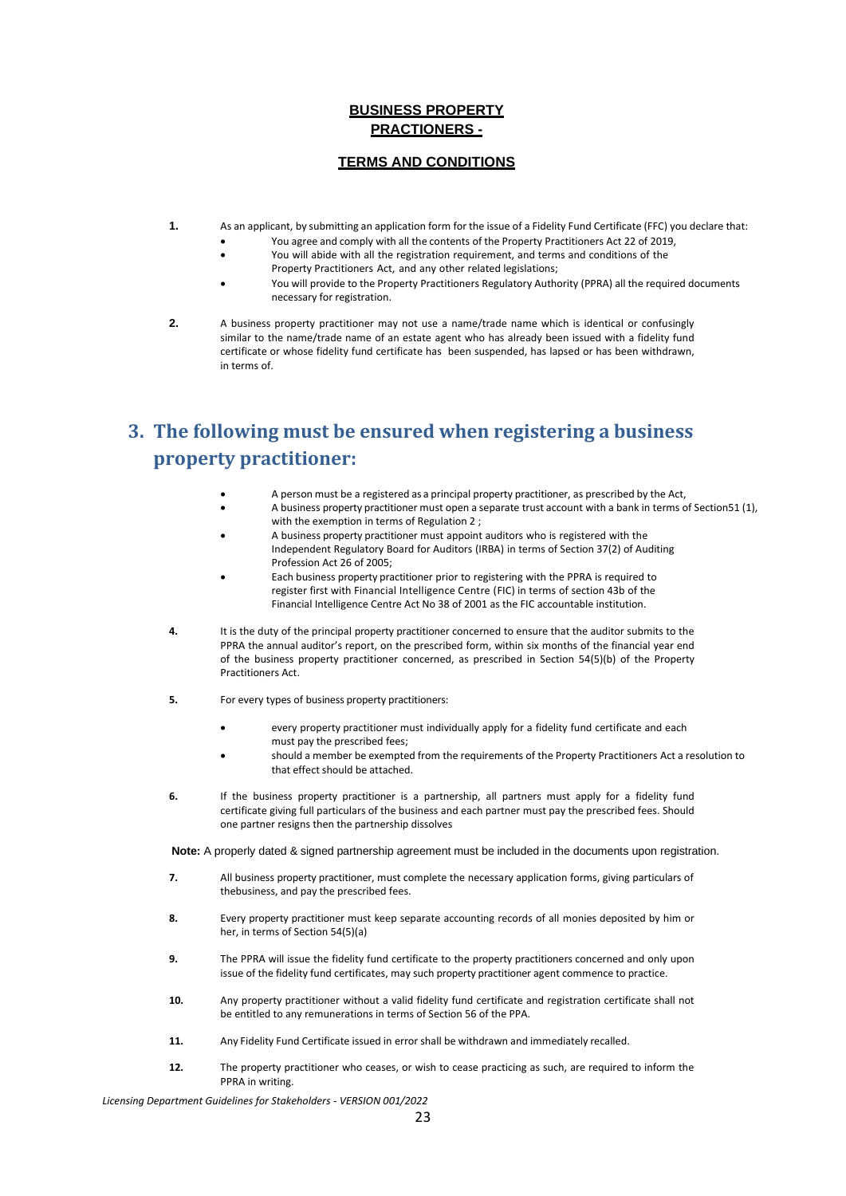**BUSINESS PROPERTY PRACTIONERS -**

**TERMS AND CONDITIONS**

**1.** As an applicant, by submitting an application form for the issue of a Fidelity Fund Certificate (FFC) you declare that:

- You agree and comply with all the contents of the Property Practitioners Act 22 of 2019,
- You will abide with all the registration requirement, and terms and conditions of the Property Practitioners Act, and any other related legislations;
- You will provide to the Property Practitioners Regulatory Authority (PPRA) all the required documents necessary for registration.

**2.** A business property practitioner may not use a name/trade name which is identical or confusingly similar to the name/trade name of an estate agent who has already been issued with a fidelity fund certificate or whose fidelity fund certificate has been suspended, has lapsed or has been withdrawn, in terms of.

## 3. The following must be ensured when registering a business property practitioner:

- A person must be a registered as a principal property practitioner, as prescribed by the Act,
- A business property practitioner must open a separate trust account with a bank in terms of Section51 (1), with the exemption in terms of Regulation 2 ;
- A business property practitioner must appoint auditors who is registered with the Independent Regulatory Board for Auditors (IRBA) in terms of Section 37(2) of Auditing Profession Act 26 of 2005;
- Each business property practitioner prior to registering with the PPRA is required to register first with Financial Intelligence Centre (FIC) in terms of section 43b of the Financial Intelligence Centre Act No 38 of 2001 as the FIC accountable institution.

**4.** It is the duty of the principal property practitioner concerned to ensure that the auditor submits to the PPRA the annual auditor's report, on the prescribed form, within six months of the financial year end of the business property practitioner concerned, as prescribed in Section 54(5)(b) of the Property Practitioners Act.

**5.** For every types of business property practitioners:

- every property practitioner must individually apply for a fidelity fund certificate and each must pay the prescribed fees;
- should a member be exempted from the requirements of the Property Practitioners Act a resolution to that effect should be attached.

**6.** If the business property practitioner is a partnership, all partners must apply for a fidelity fund certificate giving full particulars of the business and each partner must pay the prescribed fees. Should one partner resigns then the partnership dissolves

**Note:** A properly dated & signed partnership agreement must be included in the documents upon registration.

**7.** All business property practitioner, must complete the necessary application forms, giving particulars of thebusiness, and pay the prescribed fees.

**8.** Every property practitioner must keep separate accounting records of all monies deposited by him or her, in terms of Section 54(5)(a)

**9.** The PPRA will issue the fidelity fund certificate to the property practitioners concerned and only upon issue of the fidelity fund certificates, may such property practitioner agent commence to practice.

**10.** Any property practitioner without a valid fidelity fund certificate and registration certificate shall not be entitled to any remunerations in terms of Section 56 of the PPA.

**11.** Any Fidelity Fund Certificate issued in error shall be withdrawn and immediately recalled.

**12.** The property practitioner who ceases, or wish to cease practicing as such, are required to inform the PPRA in writing.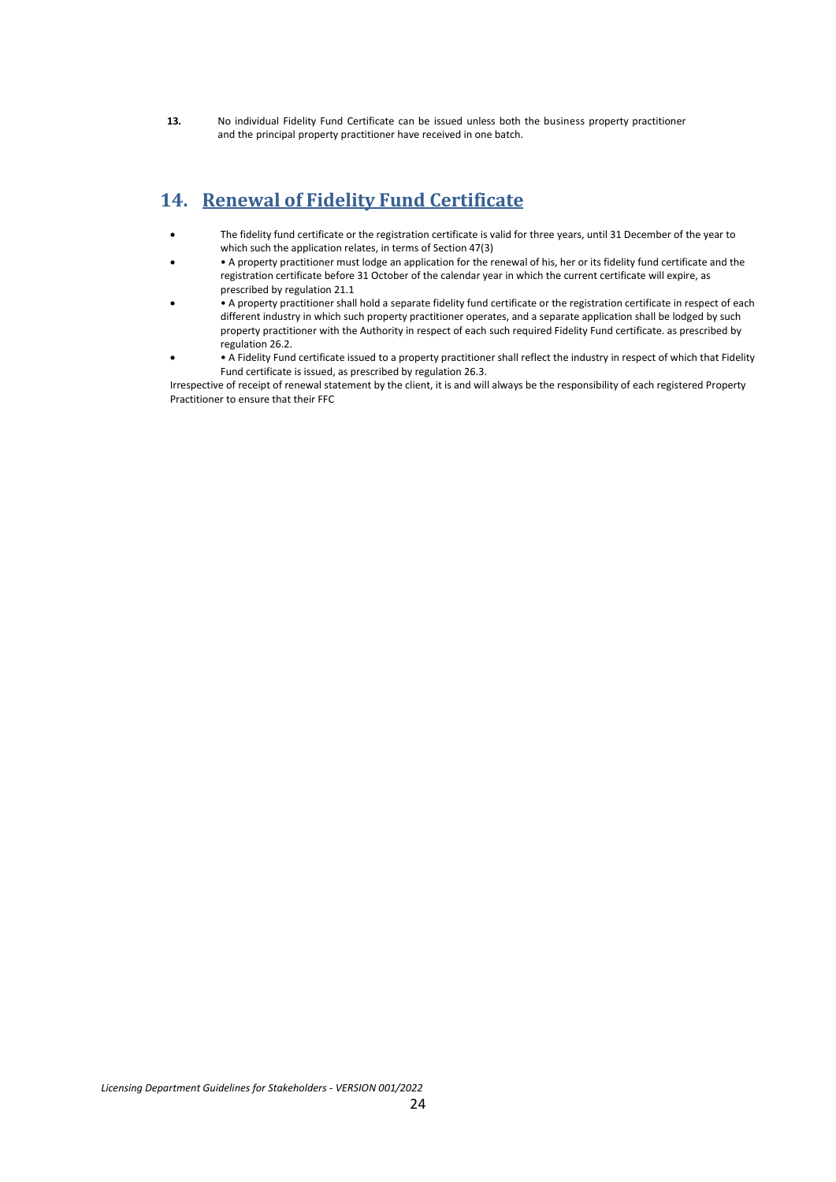**13.** No individual Fidelity Fund Certificate can be issued unless both the business property practitioner and the principal property practitioner have received in one batch.

## 14. Renewal of Fidelity Fund Certificate

- The fidelity fund certificate or the registration certificate is valid for three years, until 31 December of the year to which such the application relates, in terms of Section 47(3)
- • A property practitioner must lodge an application for the renewal of his, her or its fidelity fund certificate and the registration certificate before 31 October of the calendar year in which the current certificate will expire, as prescribed by regulation 21.1
- • A property practitioner shall hold a separate fidelity fund certificate or the registration certificate in respect of each different industry in which such property practitioner operates, and a separate application shall be lodged by such property practitioner with the Authority in respect of each such required Fidelity Fund certificate. as prescribed by regulation 26.2.
- • A Fidelity Fund certificate issued to a property practitioner shall reflect the industry in respect of which that Fidelity Fund certificate is issued, as prescribed by regulation 26.3.

Irrespective of receipt of renewal statement by the client, it is and will always be the responsibility of each registered Property Practitioner to ensure that their FFC